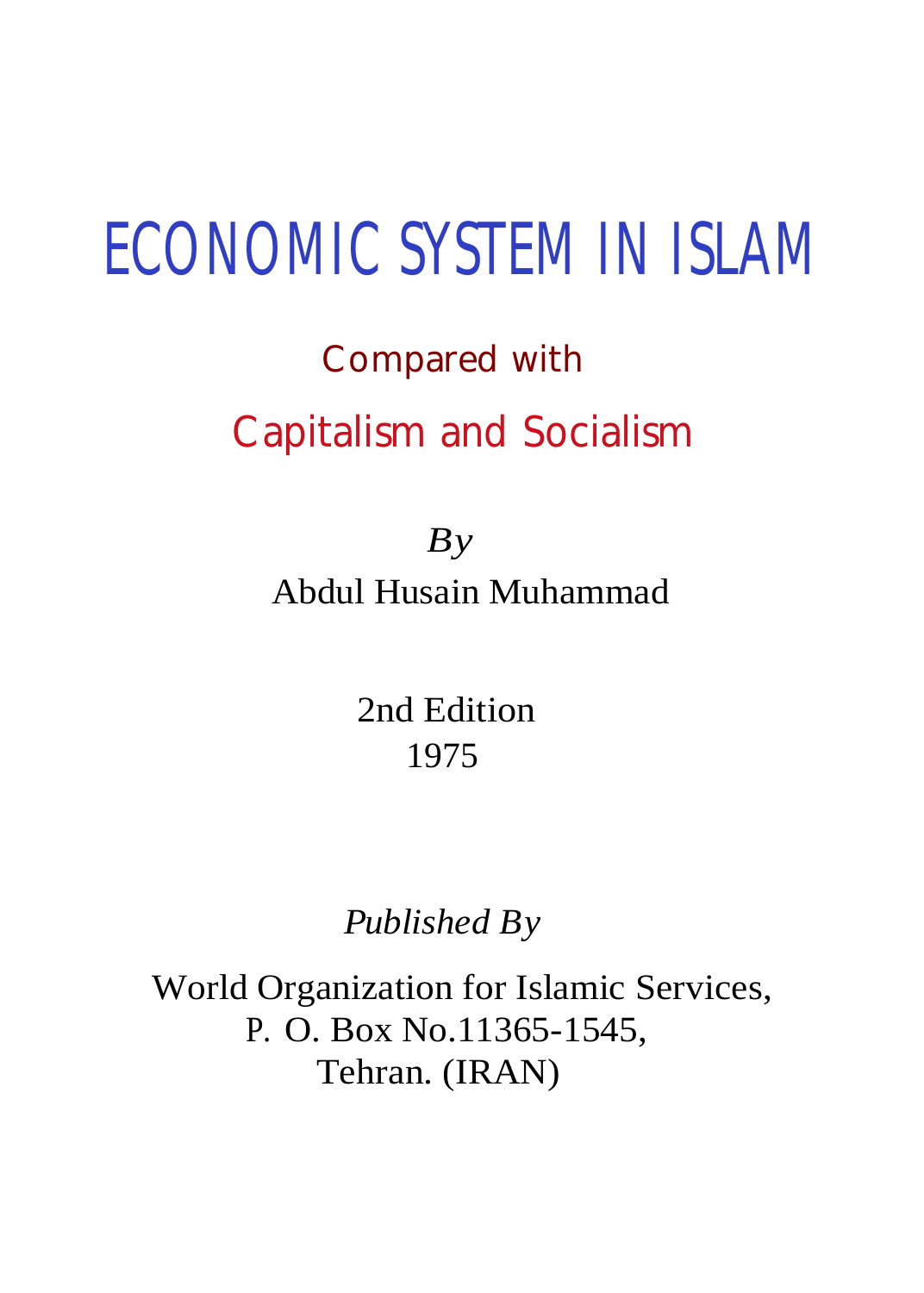# ECONOMIC SYSTEM IN ISLAM

## Compared with

## Capitalism and Socialism

*By*

Abdul Husain Muhammad

2nd Edition
1975

*Published By*

World Organization for Islamic Services,
P. O. Box No.11365-1545,
Tehran. (IRAN)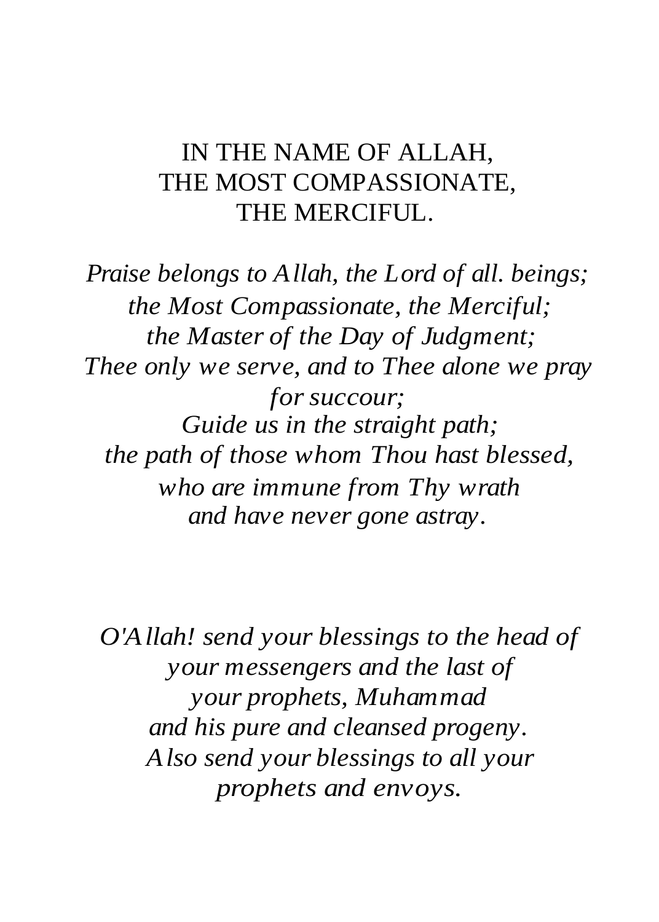IN THE NAME OF ALLAH,
THE MOST COMPASSIONATE,
THE MERCIFUL.

*Praise belongs to Allah, the Lord of all. beings;*
*the Most Compassionate, the Merciful;*
*the Master of the Day of Judgment;*
*Thee only we serve, and to Thee alone we pray for succour;*
*Guide us in the straight path;*
*the path of those whom Thou hast blessed,*
*who are immune from Thy wrath*
*and have never gone astray.*

*O'Allah! send your blessings to the head of your messengers and the last of your prophets, Muhammad and his pure and cleansed progeny. Also send your blessings to all your prophets and envoys.*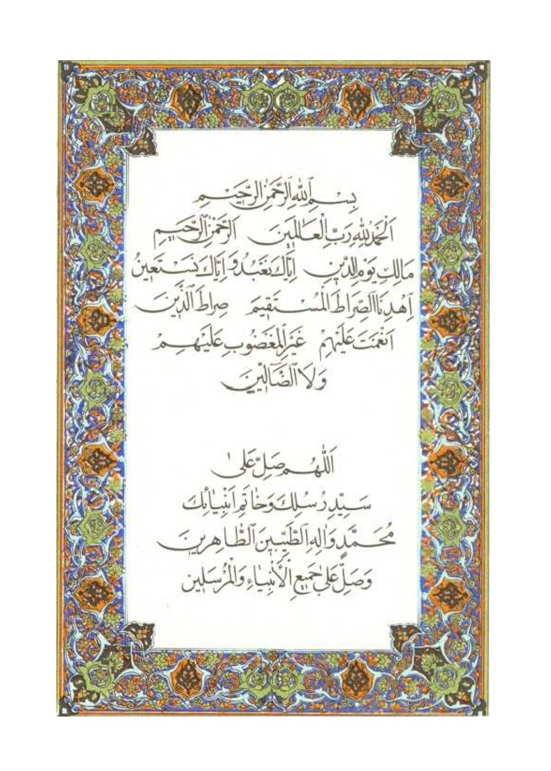بِسْمِ اللّٰهِ الرَّحْمٰنِ الرَّحِيمِ

اَلْحَمْدُ لِلّٰهِ رَبِّ الْعَالَمِينَ ‎ اَلرَّحْمٰنِ الرَّحِيمِ

مَالِكِ يَوْمِ الدِّينِ ‎ اِيَّاكَ نَعْبُدُ وَ اِيَّاكَ نَسْتَعِينُ

اِهْدِنَا الصِّرَاطَ الْمُسْتَقِيمَ ‎ صِرَاطَ الَّذِينَ

اَنْعَمْتَ عَلَيْهِمْ ‎ غَيْرِ الْمَغْضُوبِ عَلَيْهِمْ

وَلَا الضَّالِّينَ

اَللّٰهُمَّ صَلِّ عَلٰى

سَيِّدِ رُسُلِكَ وَخَاتَمِ اَنْبِيَائِكَ

مُحَمَّدٍ وَآلِهِ الطَّيِّبِينَ الطَّاهِرِينَ

وَصَلِّ عَلٰى جَمِيعِ الْاَنْبِيَاءِ وَالْمُرْسَلِينَ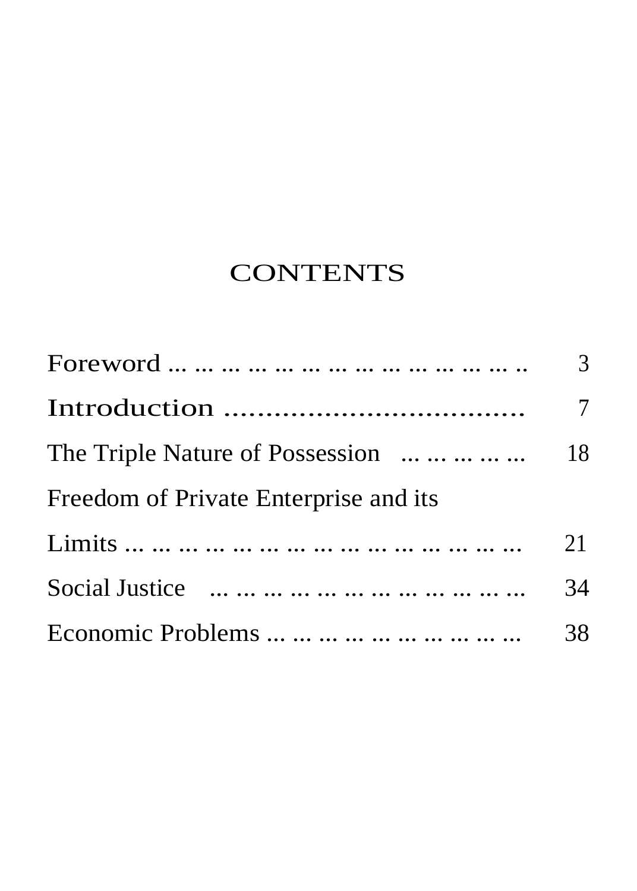# CONTENTS

Foreword ... ... ... ... ... ... ... ... ... ... ... ... ... .. 3

Introduction .................................... 7

The Triple Nature of Possession ... ... ... ... ... 18

Freedom of Private Enterprise and its Limits ... ... ... ... ... ... ... ... ... ... ... ... ... ... ... 21

Social Justice ... ... ... ... ... ... ... ... ... ... ... ... 34

Economic Problems ... ... ... ... ... ... ... ... ... ... 38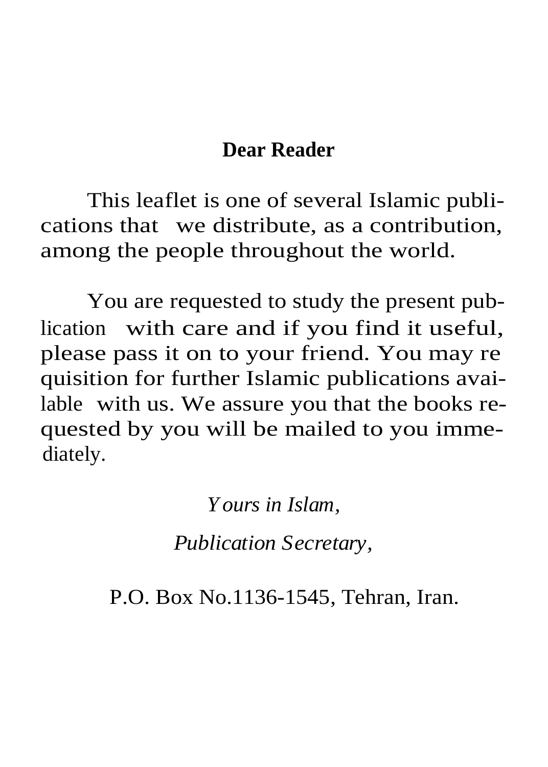**Dear Reader**

This leaflet is one of several Islamic publications that we distribute, as a contribution, among the people throughout the world.

You are requested to study the present publication with care and if you find it useful, please pass it on to your friend. You may requisition for further Islamic publications available with us. We assure you that the books requested by you will be mailed to you immediately.

*Yours in Islam,*

*Publication Secretary,*

P.O. Box No.1136-1545, Tehran, Iran.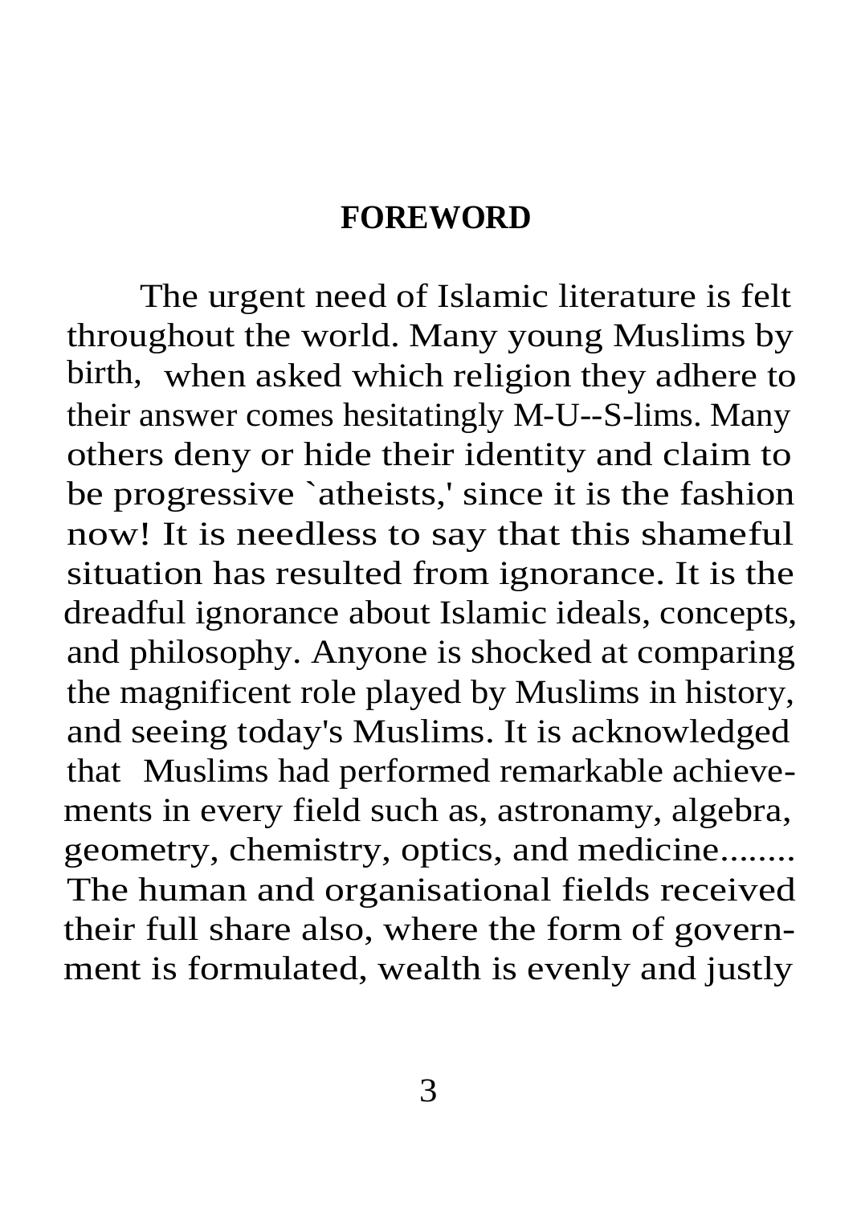# FOREWORD

The urgent need of Islamic literature is felt throughout the world. Many young Muslims by birth, when asked which religion they adhere to their answer comes hesitatingly M-U--S-lims. Many others deny or hide their identity and claim to be progressive `atheists,' since it is the fashion now! It is needless to say that this shameful situation has resulted from ignorance. It is the dreadful ignorance about Islamic ideals, concepts, and philosophy. Anyone is shocked at comparing the magnificent role played by Muslims in history, and seeing today's Muslims. It is acknowledged that Muslims had performed remarkable achievements in every field such as, astronamy, algebra, geometry, chemistry, optics, and medicine........ The human and organisational fields received their full share also, where the form of government is formulated, wealth is evenly and justly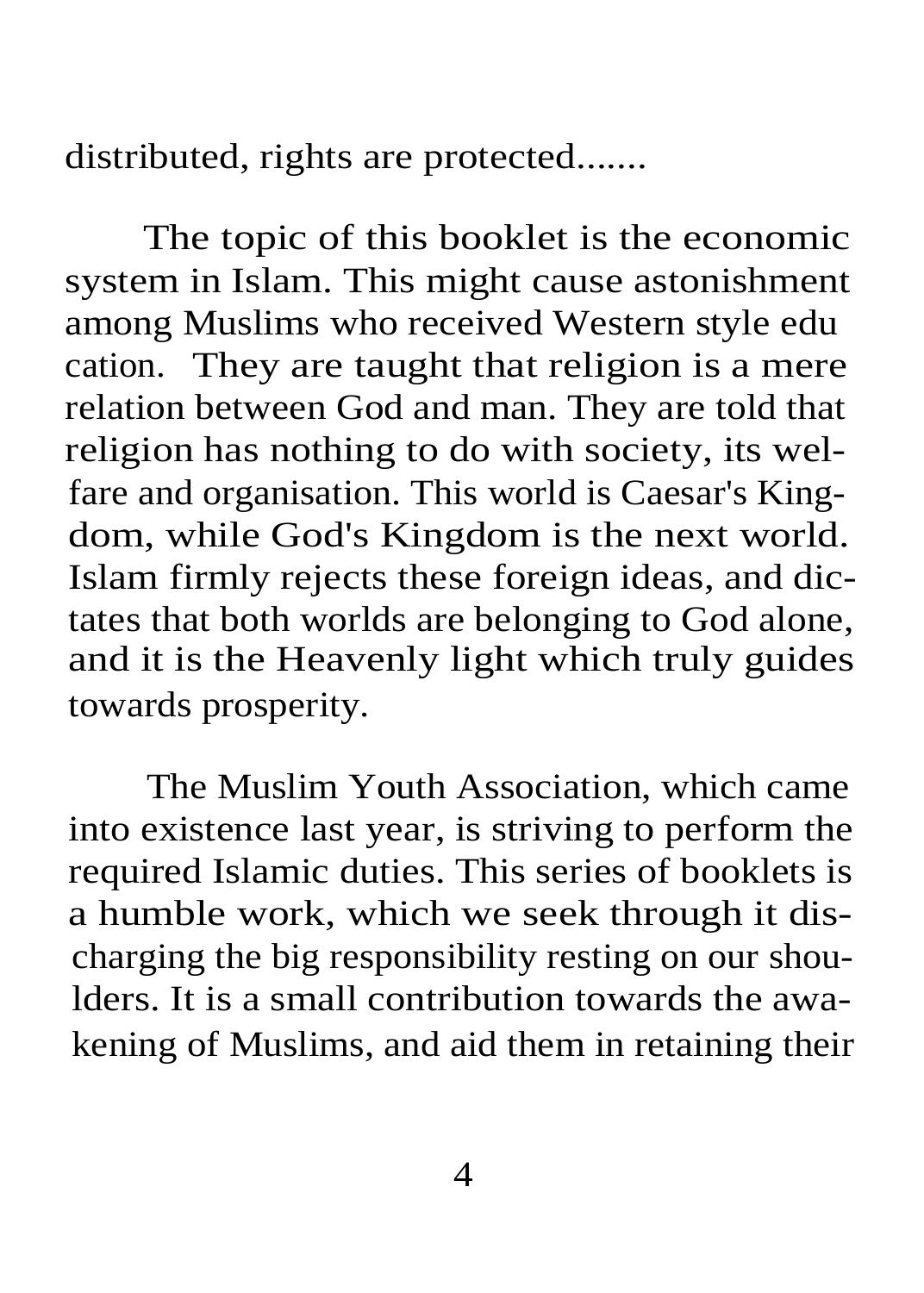distributed, rights are protected.......

The topic of this booklet is the economic system in Islam. This might cause astonishment among Muslims who received Western style education. They are taught that religion is a mere relation between God and man. They are told that religion has nothing to do with society, its welfare and organisation. This world is Caesar's Kingdom, while God's Kingdom is the next world. Islam firmly rejects these foreign ideas, and dictates that both worlds are belonging to God alone, and it is the Heavenly light which truly guides towards prosperity.

The Muslim Youth Association, which came into existence last year, is striving to perform the required Islamic duties. This series of booklets is a humble work, which we seek through it discharging the big responsibility resting on our shoulders. It is a small contribution towards the awakening of Muslims, and aid them in retaining their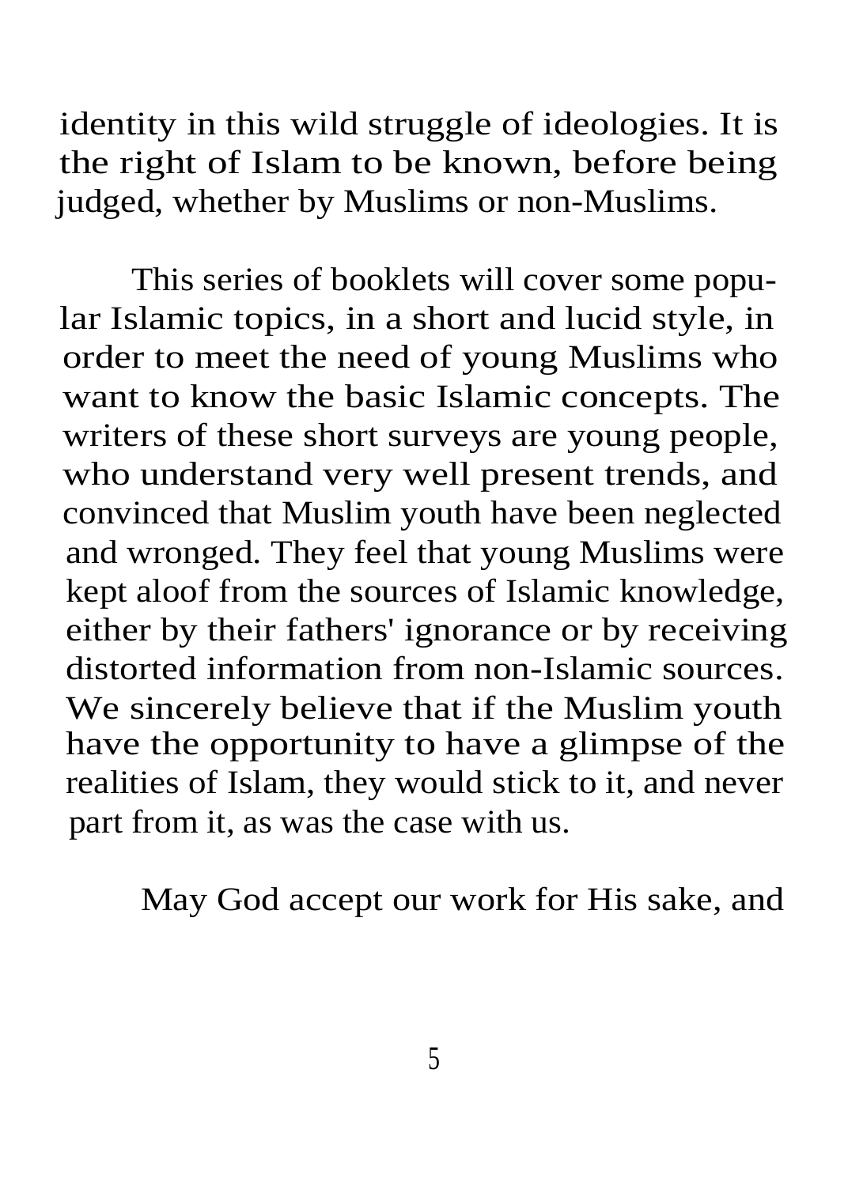identity in this wild struggle of ideologies. It is the right of Islam to be known, before being judged, whether by Muslims or non-Muslims.

This series of booklets will cover some popular Islamic topics, in a short and lucid style, in order to meet the need of young Muslims who want to know the basic Islamic concepts. The writers of these short surveys are young people, who understand very well present trends, and convinced that Muslim youth have been neglected and wronged. They feel that young Muslims were kept aloof from the sources of Islamic knowledge, either by their fathers' ignorance or by receiving distorted information from non-Islamic sources. We sincerely believe that if the Muslim youth have the opportunity to have a glimpse of the realities of Islam, they would stick to it, and never part from it, as was the case with us.

May God accept our work for His sake, and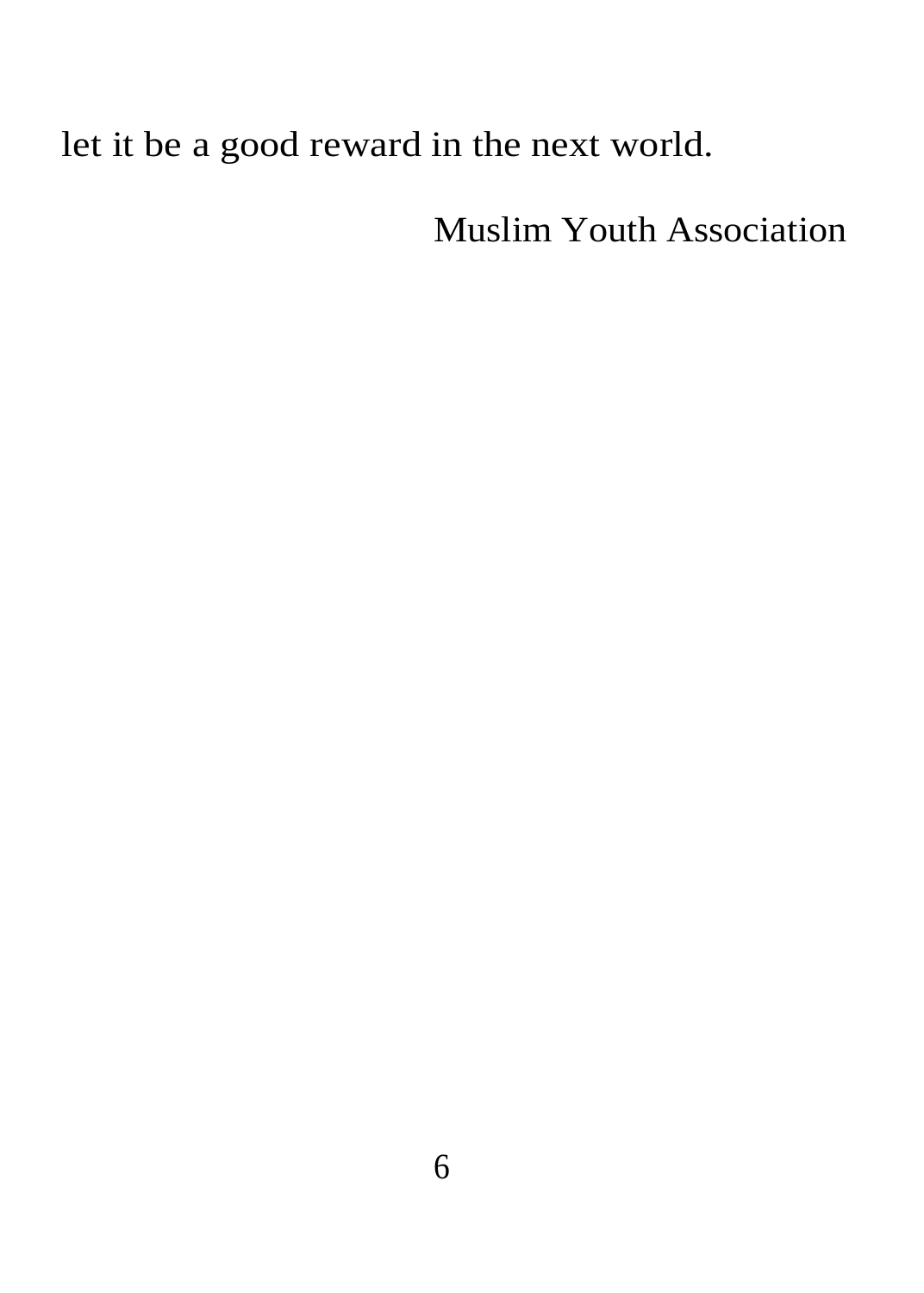let it be a good reward in the next world.

Muslim Youth Association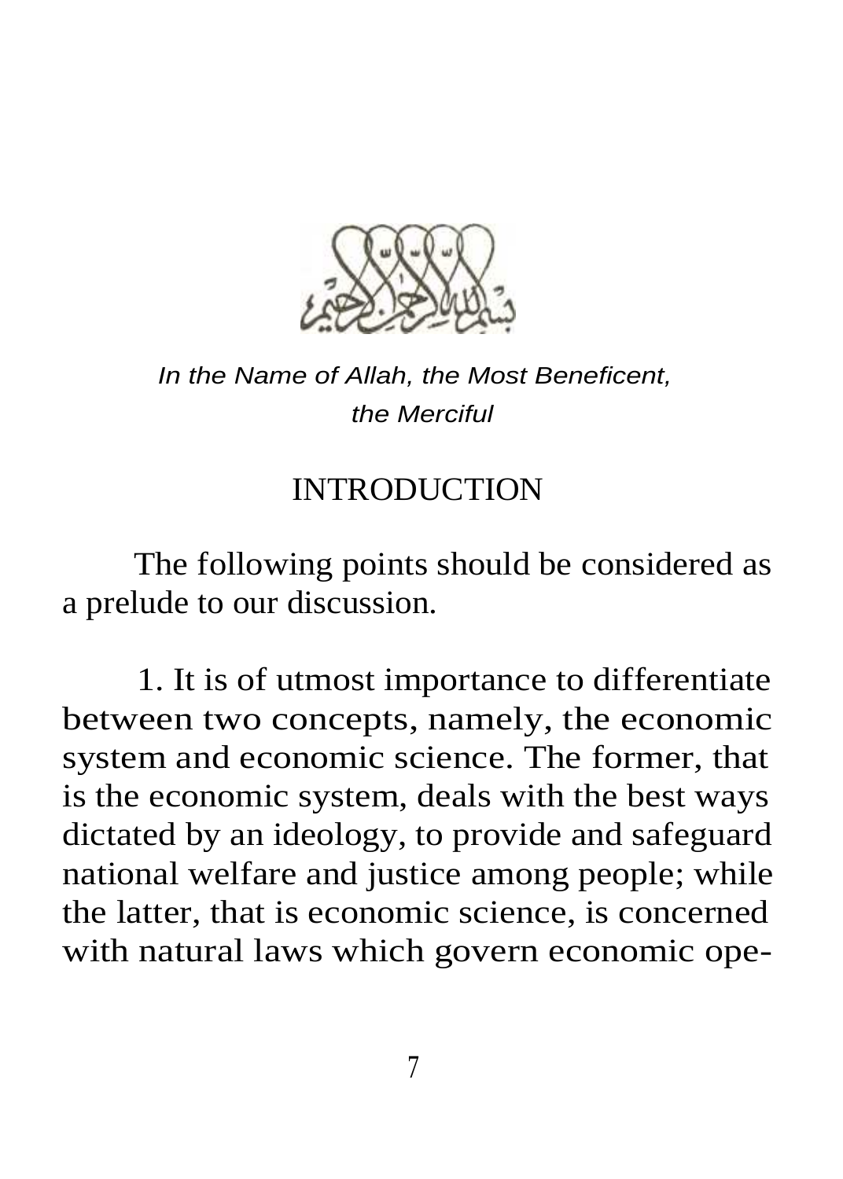*In the Name of Allah, the Most Beneficent, the Merciful*

## INTRODUCTION

The following points should be considered as a prelude to our discussion.

1. It is of utmost importance to differentiate between two concepts, namely, the economic system and economic science. The former, that is the economic system, deals with the best ways dictated by an ideology, to provide and safeguard national welfare and justice among people; while the latter, that is economic science, is concerned with natural laws which govern economic ope-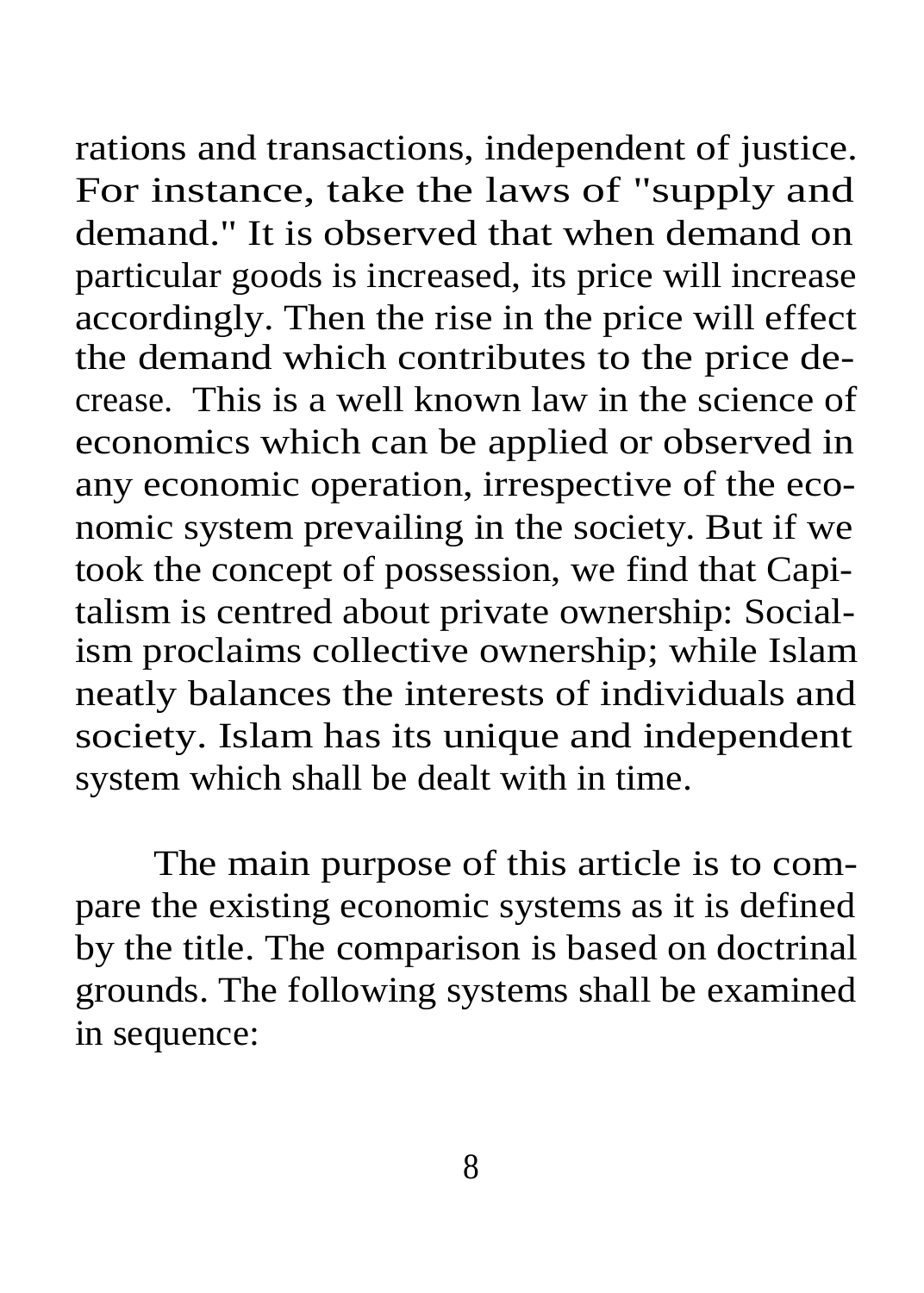rations and transactions, independent of justice. For instance, take the laws of "supply and demand." It is observed that when demand on particular goods is increased, its price will increase accordingly. Then the rise in the price will effect the demand which contributes to the price decrease. This is a well known law in the science of economics which can be applied or observed in any economic operation, irrespective of the economic system prevailing in the society. But if we took the concept of possession, we find that Capitalism is centred about private ownership: Socialism proclaims collective ownership; while Islam neatly balances the interests of individuals and society. Islam has its unique and independent system which shall be dealt with in time.

The main purpose of this article is to compare the existing economic systems as it is defined by the title. The comparison is based on doctrinal grounds. The following systems shall be examined in sequence: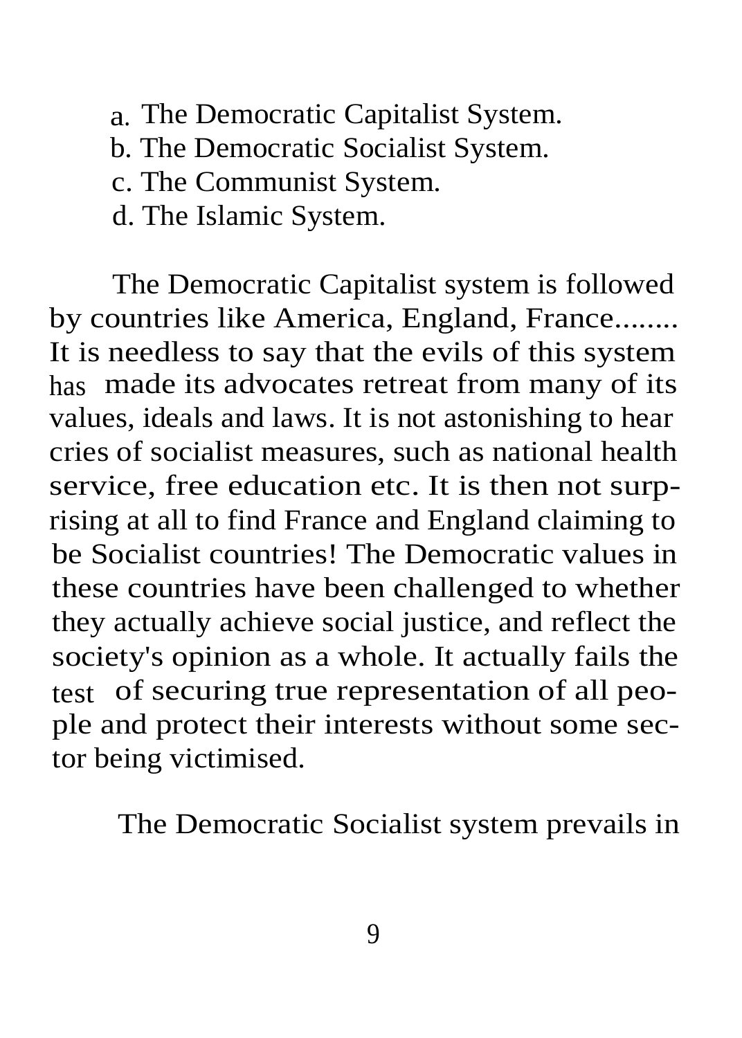a. The Democratic Capitalist System.
b. The Democratic Socialist System.
c. The Communist System.
d. The Islamic System.

The Democratic Capitalist system is followed by countries like America, England, France........ It is needless to say that the evils of this system has made its advocates retreat from many of its values, ideals and laws. It is not astonishing to hear cries of socialist measures, such as national health service, free education etc. It is then not surprising at all to find France and England claiming to be Socialist countries! The Democratic values in these countries have been challenged to whether they actually achieve social justice, and reflect the society's opinion as a whole. It actually fails the test of securing true representation of all people and protect their interests without some sector being victimised.

The Democratic Socialist system prevails in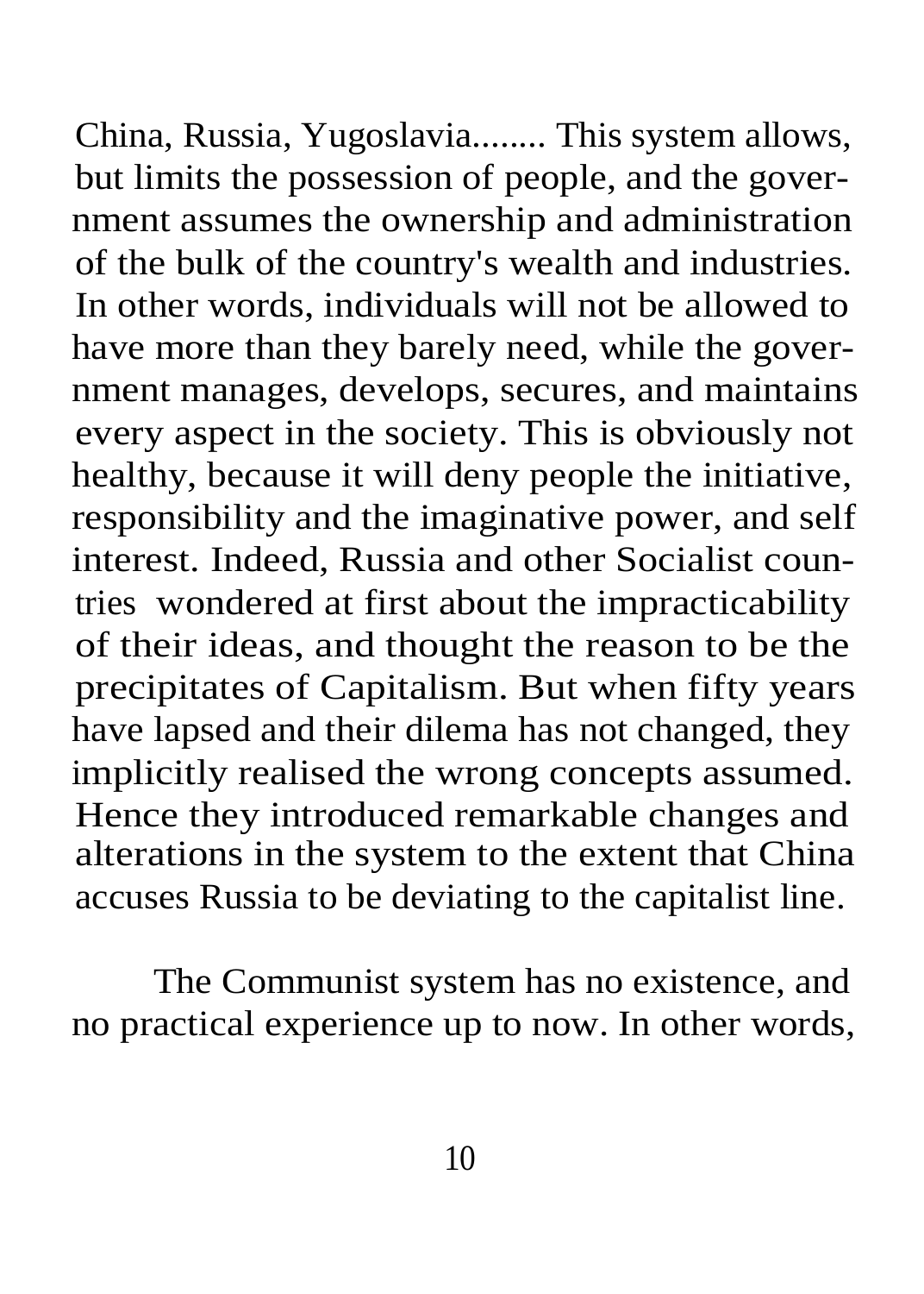China, Russia, Yugoslavia........ This system allows, but limits the possession of people, and the government assumes the ownership and administration of the bulk of the country's wealth and industries. In other words, individuals will not be allowed to have more than they barely need, while the government manages, develops, secures, and maintains every aspect in the society. This is obviously not healthy, because it will deny people the initiative, responsibility and the imaginative power, and self interest. Indeed, Russia and other Socialist countries wondered at first about the impracticability of their ideas, and thought the reason to be the precipitates of Capitalism. But when fifty years have lapsed and their dilema has not changed, they implicitly realised the wrong concepts assumed. Hence they introduced remarkable changes and alterations in the system to the extent that China accuses Russia to be deviating to the capitalist line.

The Communist system has no existence, and no practical experience up to now. In other words,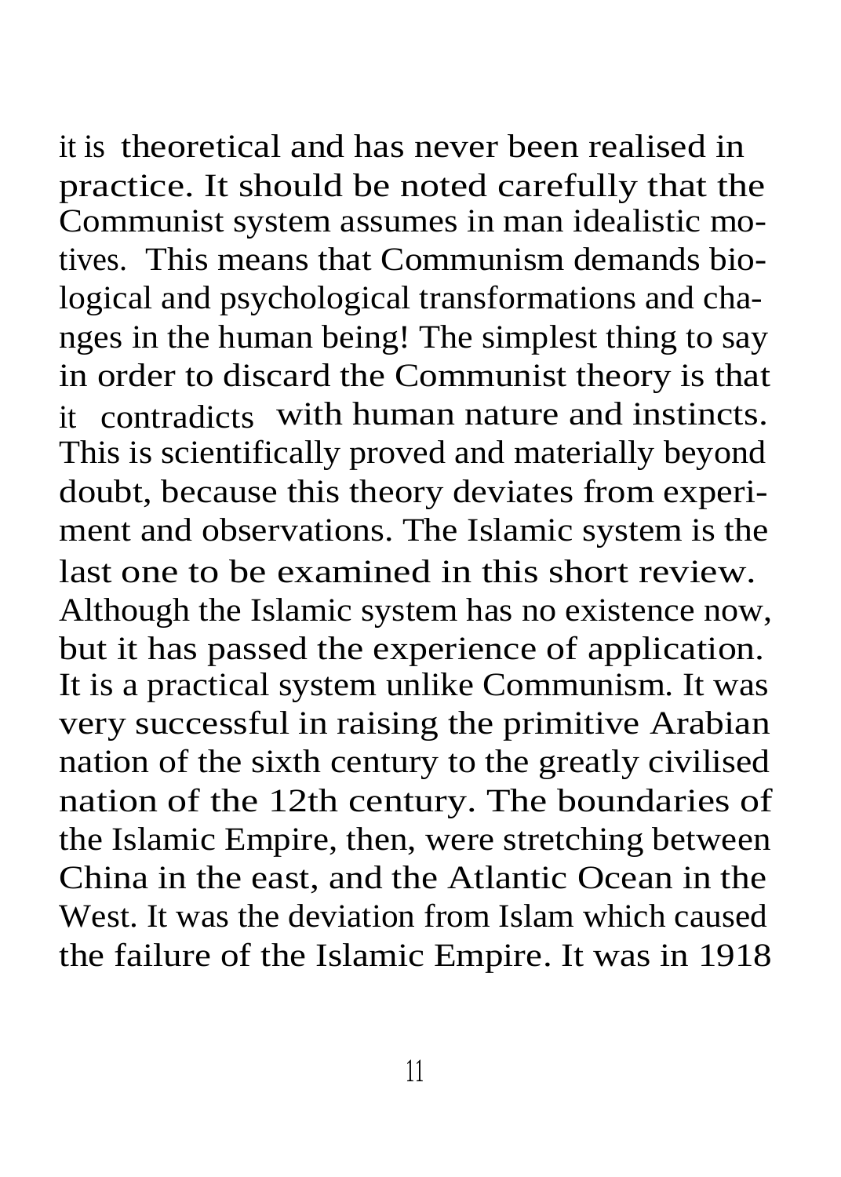it is theoretical and has never been realised in practice. It should be noted carefully that the Communist system assumes in man idealistic motives. This means that Communism demands biological and psychological transformations and changes in the human being! The simplest thing to say in order to discard the Communist theory is that it contradicts with human nature and instincts. This is scientifically proved and materially beyond doubt, because this theory deviates from experiment and observations. The Islamic system is the last one to be examined in this short review. Although the Islamic system has no existence now, but it has passed the experience of application. It is a practical system unlike Communism. It was very successful in raising the primitive Arabian nation of the sixth century to the greatly civilised nation of the 12th century. The boundaries of the Islamic Empire, then, were stretching between China in the east, and the Atlantic Ocean in the West. It was the deviation from Islam which caused the failure of the Islamic Empire. It was in 1918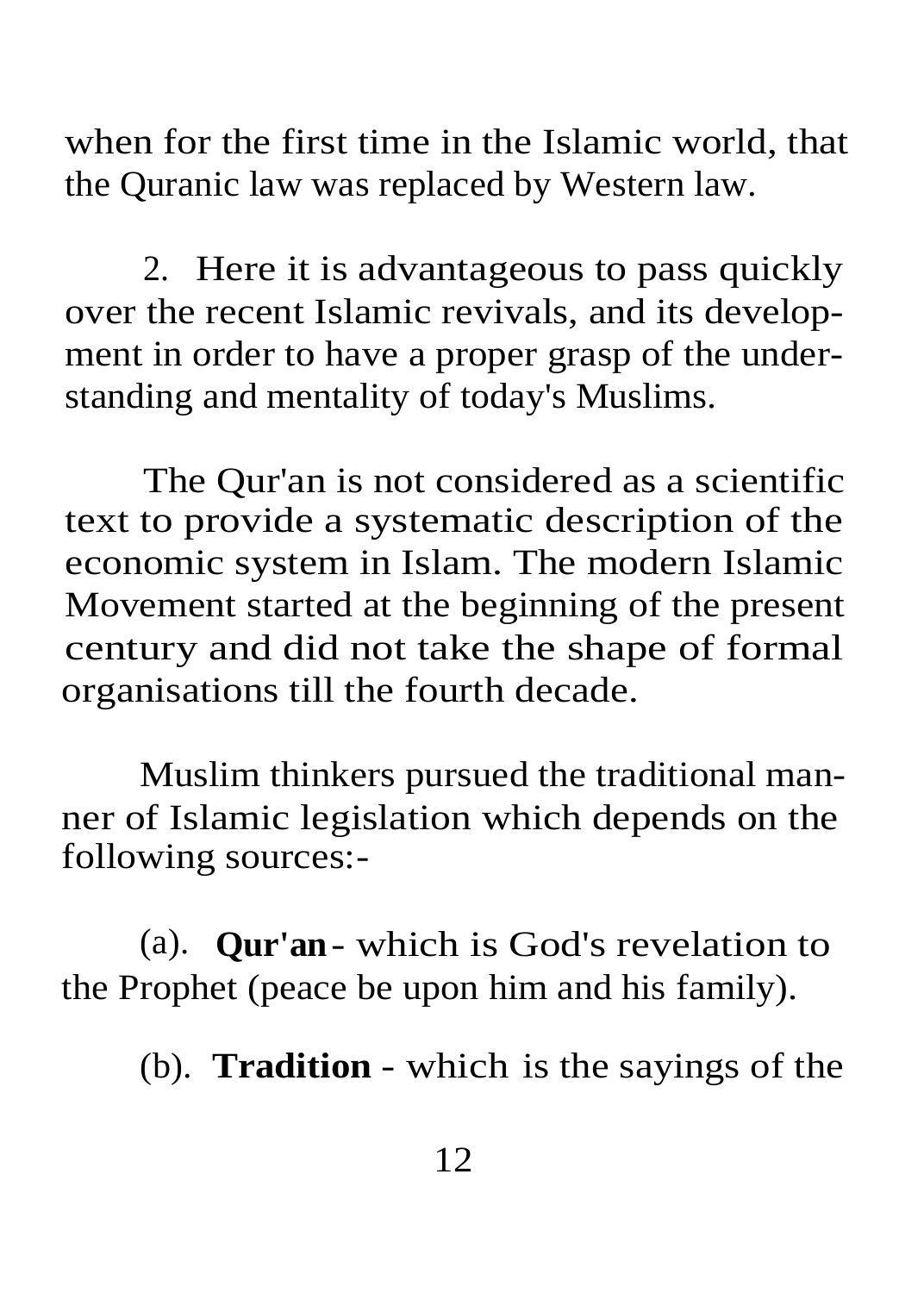when for the first time in the Islamic world, that the Quranic law was replaced by Western law.

2. Here it is advantageous to pass quickly over the recent Islamic revivals, and its development in order to have a proper grasp of the understanding and mentality of today's Muslims.

The Qur'an is not considered as a scientific text to provide a systematic description of the economic system in Islam. The modern Islamic Movement started at the beginning of the present century and did not take the shape of formal organisations till the fourth decade.

Muslim thinkers pursued the traditional manner of Islamic legislation which depends on the following sources:-

(a). **Qur'an** - which is God's revelation to the Prophet (peace be upon him and his family).

(b). **Tradition** - which is the sayings of the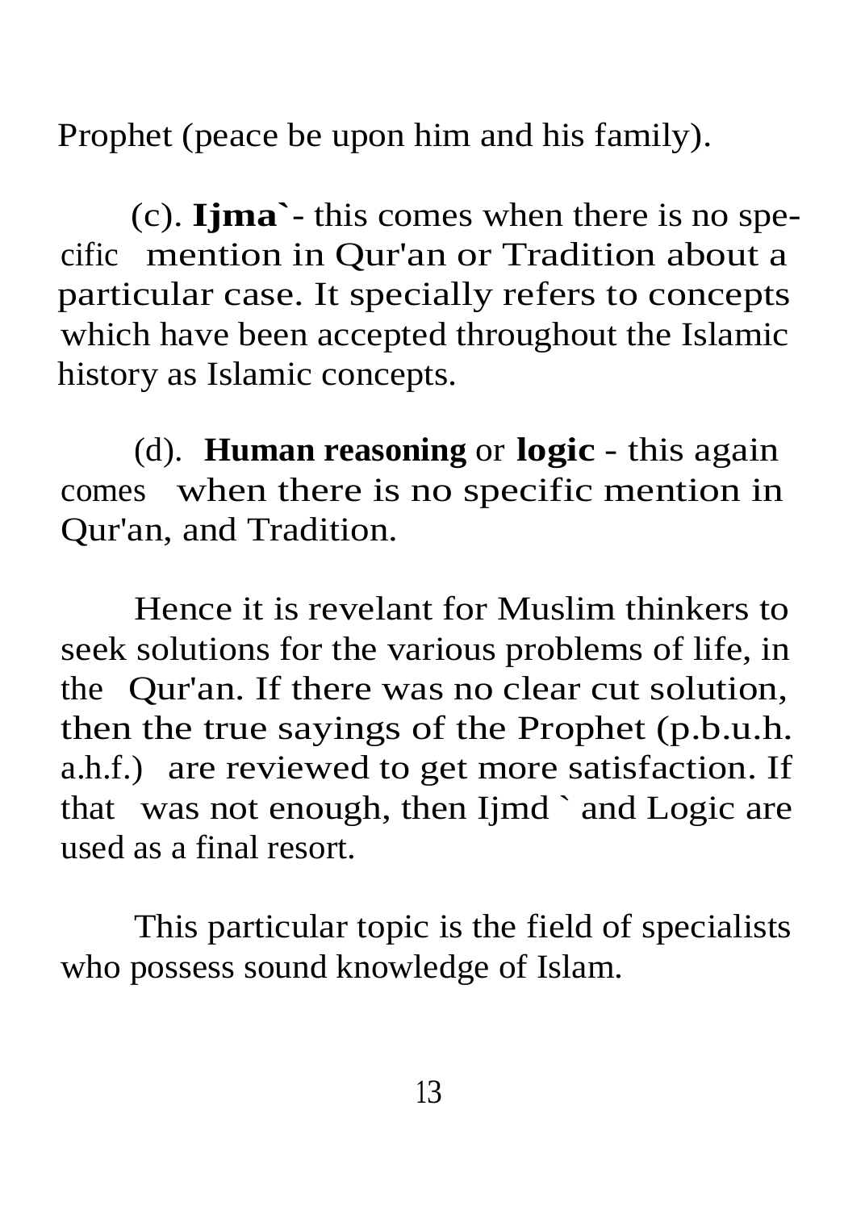Prophet (peace be upon him and his family).

(c). **Ijma`**- this comes when there is no specific mention in Qur'an or Tradition about a particular case. It specially refers to concepts which have been accepted throughout the Islamic history as Islamic concepts.

(d). **Human reasoning** or **logic** - this again comes when there is no specific mention in Qur'an, and Tradition.

Hence it is revelant for Muslim thinkers to seek solutions for the various problems of life, in the Qur'an. If there was no clear cut solution, then the true sayings of the Prophet (p.b.u.h. a.h.f.) are reviewed to get more satisfaction. If that was not enough, then Ijmd ` and Logic are used as a final resort.

This particular topic is the field of specialists who possess sound knowledge of Islam.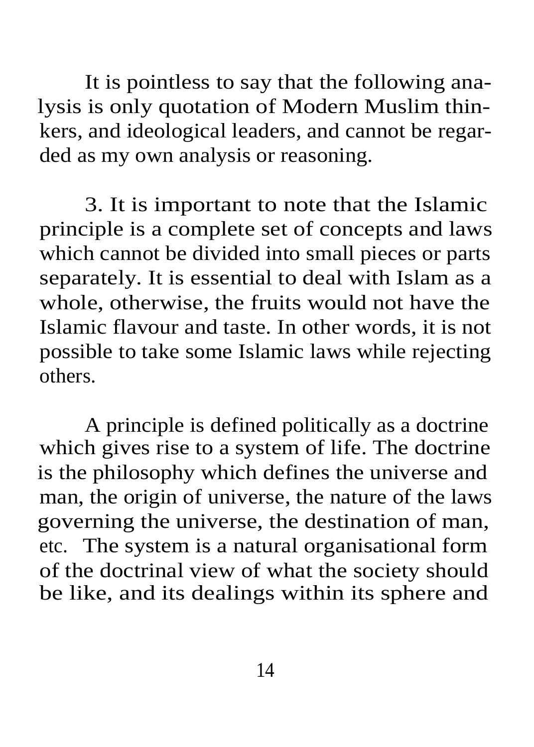It is pointless to say that the following analysis is only quotation of Modern Muslim thinkers, and ideological leaders, and cannot be regarded as my own analysis or reasoning.

3. It is important to note that the Islamic principle is a complete set of concepts and laws which cannot be divided into small pieces or parts separately. It is essential to deal with Islam as a whole, otherwise, the fruits would not have the Islamic flavour and taste. In other words, it is not possible to take some Islamic laws while rejecting others.

A principle is defined politically as a doctrine which gives rise to a system of life. The doctrine is the philosophy which defines the universe and man, the origin of universe, the nature of the laws governing the universe, the destination of man, etc. The system is a natural organisational form of the doctrinal view of what the society should be like, and its dealings within its sphere and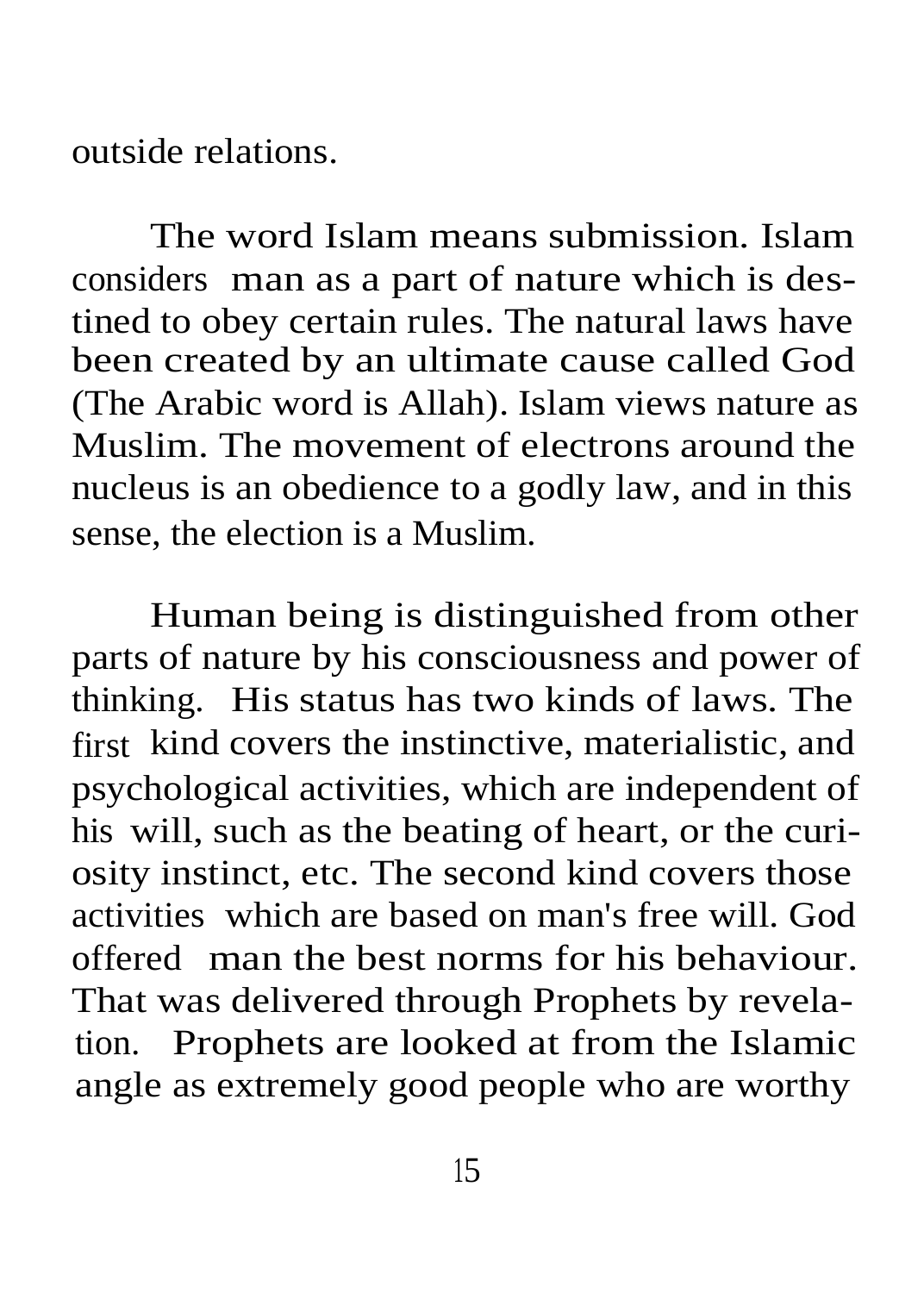outside relations.

The word Islam means submission. Islam considers man as a part of nature which is destined to obey certain rules. The natural laws have been created by an ultimate cause called God (The Arabic word is Allah). Islam views nature as Muslim. The movement of electrons around the nucleus is an obedience to a godly law, and in this sense, the election is a Muslim.

Human being is distinguished from other parts of nature by his consciousness and power of thinking. His status has two kinds of laws. The first kind covers the instinctive, materialistic, and psychological activities, which are independent of his will, such as the beating of heart, or the curiosity instinct, etc. The second kind covers those activities which are based on man's free will. God offered man the best norms for his behaviour. That was delivered through Prophets by revelation. Prophets are looked at from the Islamic angle as extremely good people who are worthy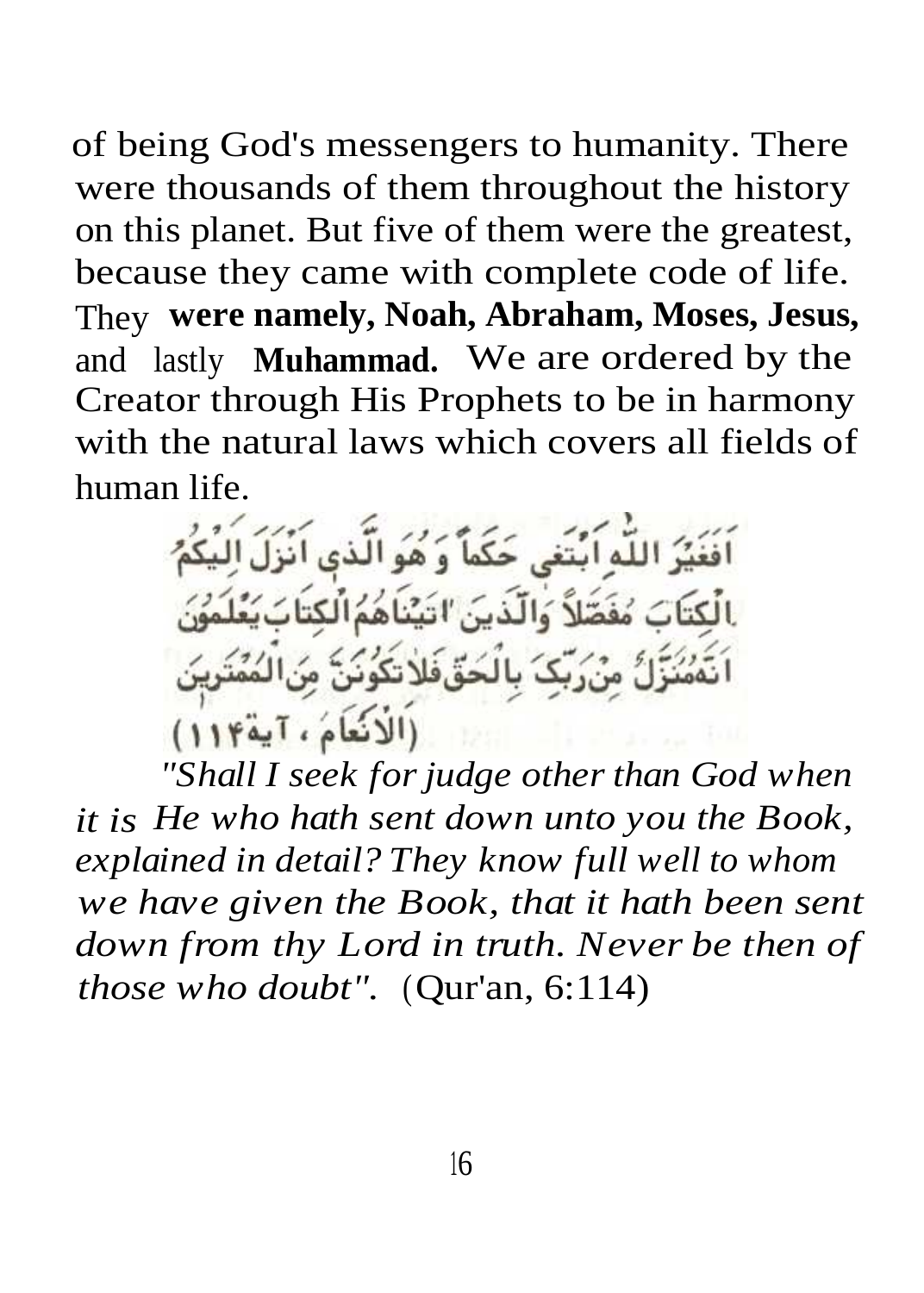of being God's messengers to humanity. There were thousands of them throughout the history on this planet. But five of them were the greatest, because they came with complete code of life. They **were namely, Noah, Abraham, Moses, Jesus,** and lastly **Muhammad.** We are ordered by the Creator through His Prophets to be in harmony with the natural laws which covers all fields of human life.

اَفَغَيْرَ اللّٰهِ اَبْتَغِي حَكَماً وَ هُوَ الَّذِي اَنْزَلَ اِلَيْكُمُ الْكِتَابَ مُفَصَّلاً وَالَّذِينَ آتَيْنَاهُمُ الْكِتَابَ يَعْلَمُونَ اَنَّهُ مُنَزَّلٌ مِنْ رَبِّكَ بِالْحَقِّ فَلاَ تَكُونَنَّ مِنَ الْمُمْتَرِينَ (اَلْاَنْعَامَ ، آية ١١٤)

*"Shall I seek for judge other than God when it is He who hath sent down unto you the Book, explained in detail? They know full well to whom we have given the Book, that it hath been sent down from thy Lord in truth. Never be then of those who doubt".* (Qur'an, 6:114)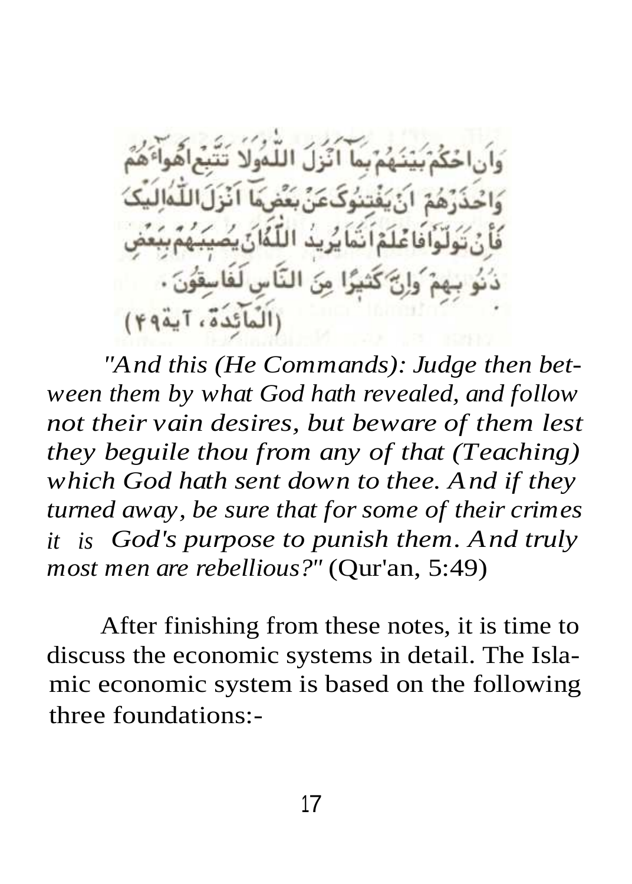وَاَنِ احْكُمْ بَيْنَهُمْ بِمَآ اَنْزَلَ اللّٰهُ وَلَا تَتَّبِعْ اَهْوَآءَهُمْ وَاحْذَرْهُمْ اَنْ يَفْتِنُوكَ عَنْ بَعْضِ مَآ اَنْزَلَ اللّٰهُ اِلَيْكَ فَاِنْ تَوَلَّوْا فَاعْلَمْ اَنَّمَا يُرِيدُ اللّٰهُ اَنْ يُصِيبَهُمْ بِبَعْضِ ذُنُوبِهِمْ وَاِنَّ كَثِيرًا مِنَ النَّاسِ لَفَاسِقُونَ .

(اَلْمَآئِدَة، آية۴۹)

*"And this (He Commands): Judge then between them by what God hath revealed, and follow not their vain desires, but beware of them lest they beguile thou from any of that (Teaching) which God hath sent down to thee. And if they turned away, be sure that for some of their crimes it is God's purpose to punish them. And truly most men are rebellious?"* (Qur'an, 5:49)

After finishing from these notes, it is time to discuss the economic systems in detail. The Islamic economic system is based on the following three foundations:-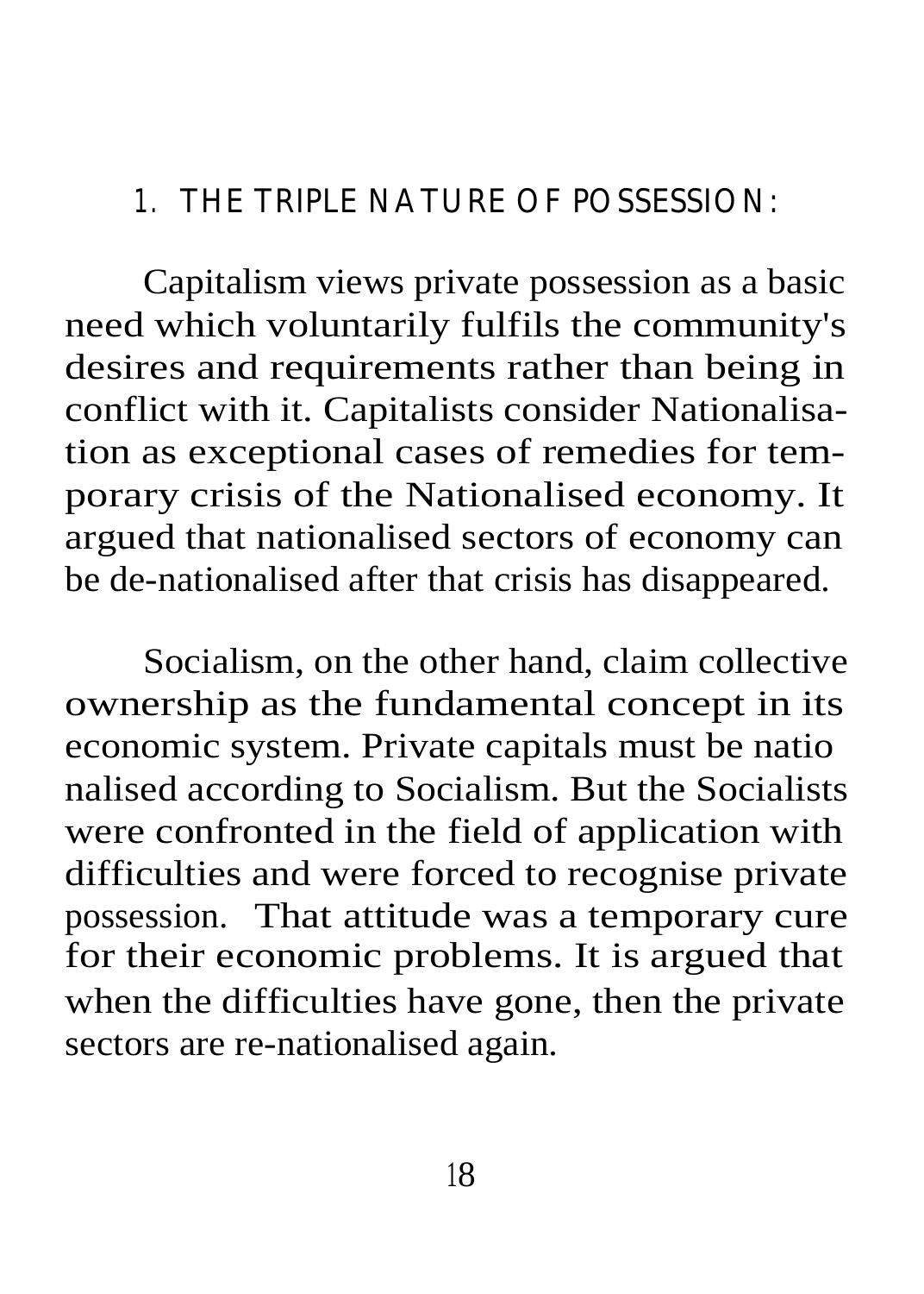## 1. THE TRIPLE NATURE OF POSSESSION:

Capitalism views private possession as a basic need which voluntarily fulfils the community's desires and requirements rather than being in conflict with it. Capitalists consider Nationalisation as exceptional cases of remedies for temporary crisis of the Nationalised economy. It argued that nationalised sectors of economy can be de-nationalised after that crisis has disappeared.

Socialism, on the other hand, claim collective ownership as the fundamental concept in its economic system. Private capitals must be nationalised according to Socialism. But the Socialists were confronted in the field of application with difficulties and were forced to recognise private possession. That attitude was a temporary cure for their economic problems. It is argued that when the difficulties have gone, then the private sectors are re-nationalised again.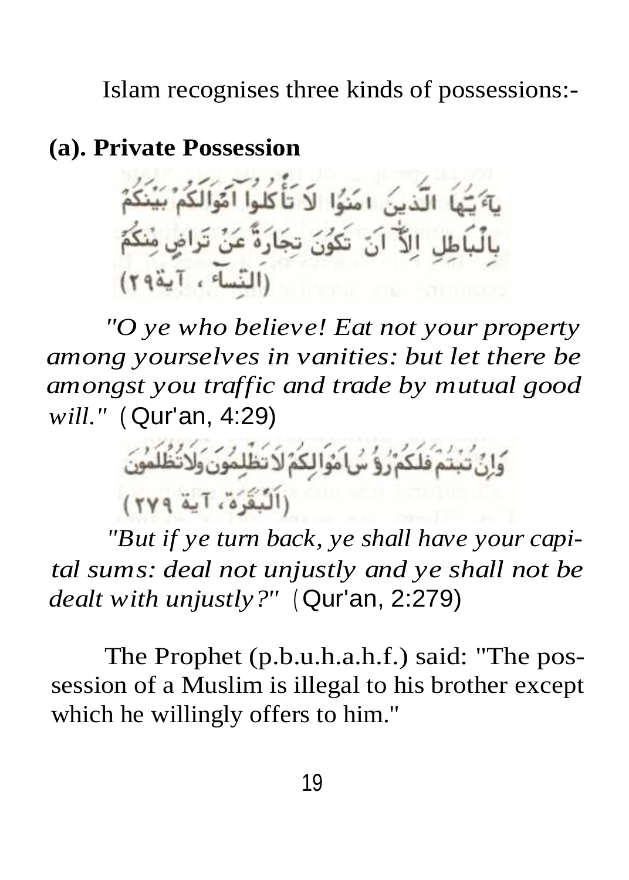Islam recognises three kinds of possessions:-

**(a). Private Possession**

يَآ أَيُّهَا الَّذِينَ آمَنُوا لَا تَأْكُلُوا أَمْوَالَكُمْ بَيْنَكُمْ بِالْبَاطِلِ إِلَّآ أَنْ تَكُونَ تِجَارَةً عَنْ تَرَاضٍ مِنْكُمْ (النِّسآء ، آية ٢٩)

*"O ye who believe! Eat not your property among yourselves in vanities: but let there be amongst you traffic and trade by mutual good will."* (Qur'an, 4:29)

وَإِنْ تُبْتُمْ فَلَكُمْ رُؤُسُ أَمْوَالِكُمْ لَا تَظْلِمُونَ وَلَا تُظْلَمُونَ (الْبَقَرَة، آية ٢٧٩)

*"But if ye turn back, ye shall have your capital sums: deal not unjustly and ye shall not be dealt with unjustly?"* (Qur'an, 2:279)

The Prophet (p.b.u.h.a.h.f.) said: "The possession of a Muslim is illegal to his brother except which he willingly offers to him."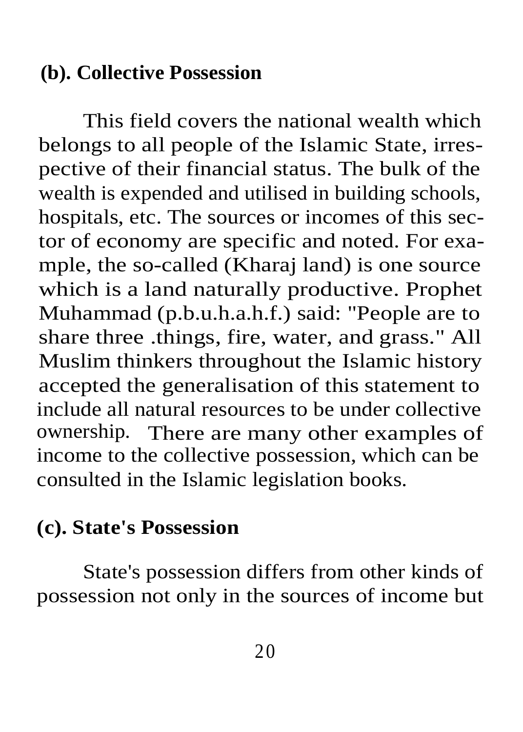### (b). Collective Possession

This field covers the national wealth which belongs to all people of the Islamic State, irrespective of their financial status. The bulk of the wealth is expended and utilised in building schools, hospitals, etc. The sources or incomes of this sector of economy are specific and noted. For example, the so-called (Kharaj land) is one source which is a land naturally productive. Prophet Muhammad (p.b.u.h.a.h.f.) said: "People are to share three .things, fire, water, and grass." All Muslim thinkers throughout the Islamic history accepted the generalisation of this statement to include all natural resources to be under collective ownership. There are many other examples of income to the collective possession, which can be consulted in the Islamic legislation books.

### (c). State's Possession

State's possession differs from other kinds of possession not only in the sources of income but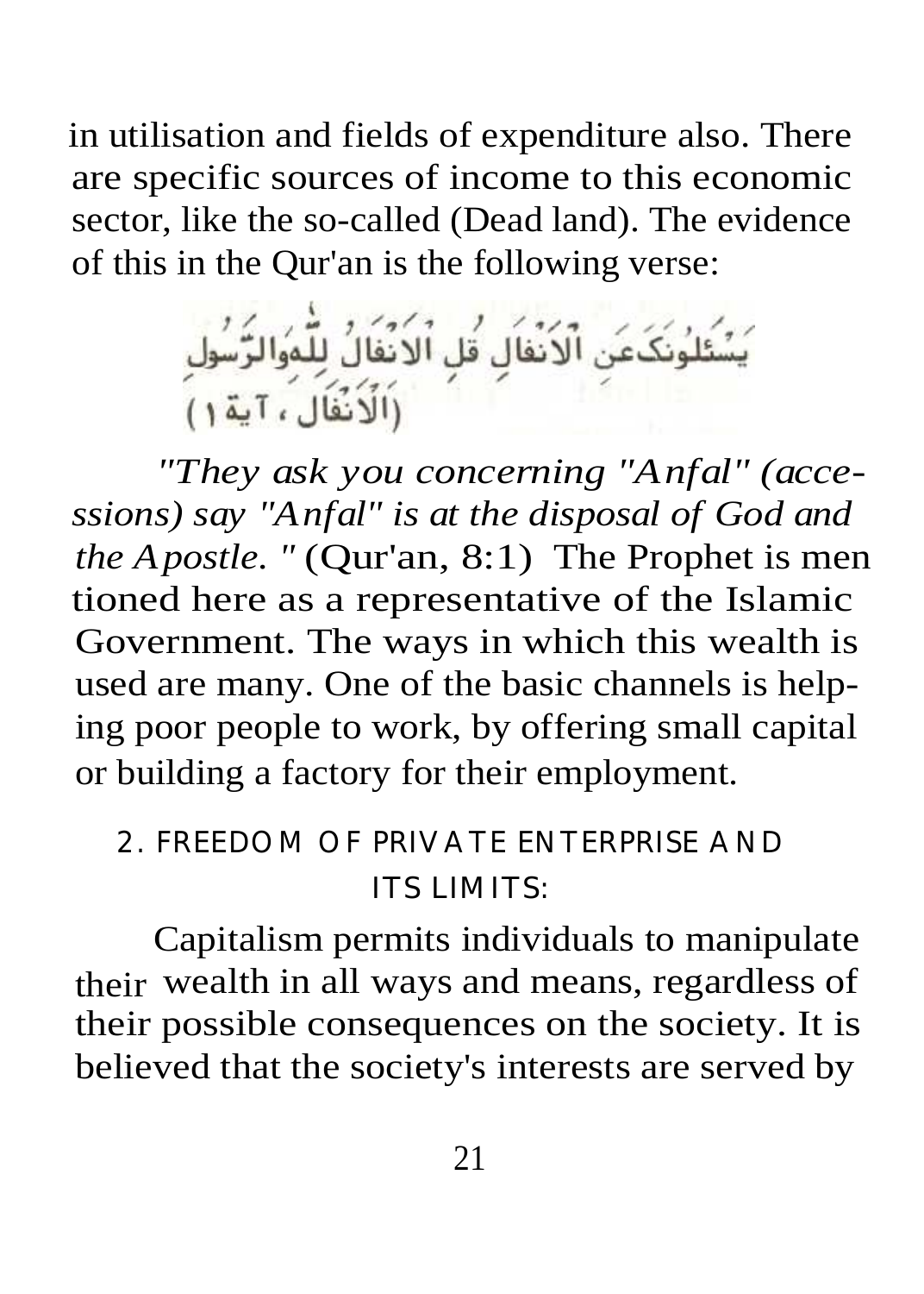in utilisation and fields of expenditure also. There are specific sources of income to this economic sector, like the so-called (Dead land). The evidence of this in the Qur'an is the following verse:

يَسْئَلُونَكَ عَنِ الْاَنْفَالِ قُلِ الْاَنْفَالُ لِلّٰهِ وَالرَّسُولِ
(الْاَنْفَال ، آية ١)

*"They ask you concerning "Anfal" (accessions) say "Anfal" is at the disposal of God and the Apostle. "* (Qur'an, 8:1) The Prophet is mentioned here as a representative of the Islamic Government. The ways in which this wealth is used are many. One of the basic channels is helping poor people to work, by offering small capital or building a factory for their employment.

## 2. FREEDOM OF PRIVATE ENTERPRISE AND ITS LIMITS:

Capitalism permits individuals to manipulate their wealth in all ways and means, regardless of their possible consequences on the society. It is believed that the society's interests are served by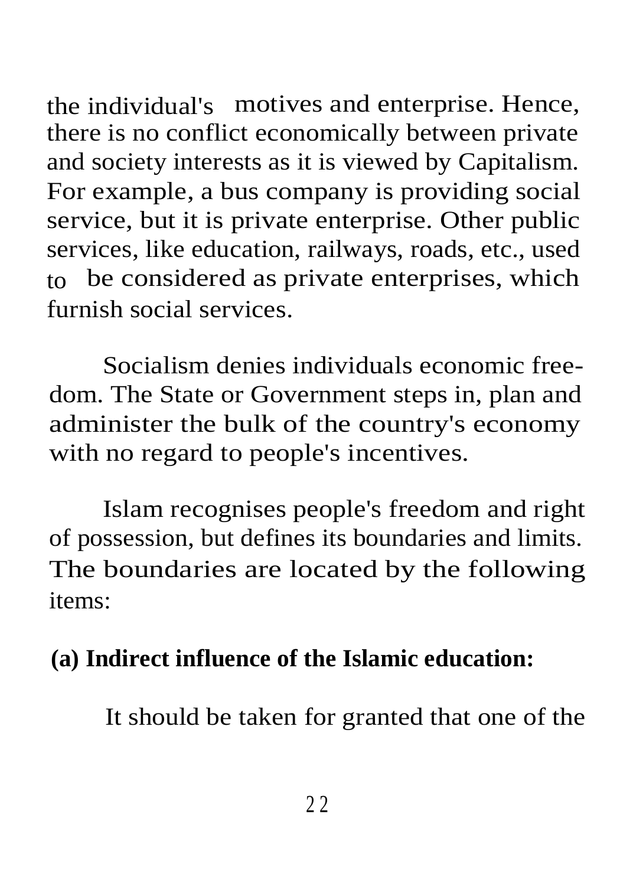the individual's motives and enterprise. Hence, there is no conflict economically between private and society interests as it is viewed by Capitalism. For example, a bus company is providing social service, but it is private enterprise. Other public services, like education, railways, roads, etc., used to be considered as private enterprises, which furnish social services.

Socialism denies individuals economic freedom. The State or Government steps in, plan and administer the bulk of the country's economy with no regard to people's incentives.

Islam recognises people's freedom and right of possession, but defines its boundaries and limits. The boundaries are located by the following items:

**(a) Indirect influence of the Islamic education:**

It should be taken for granted that one of the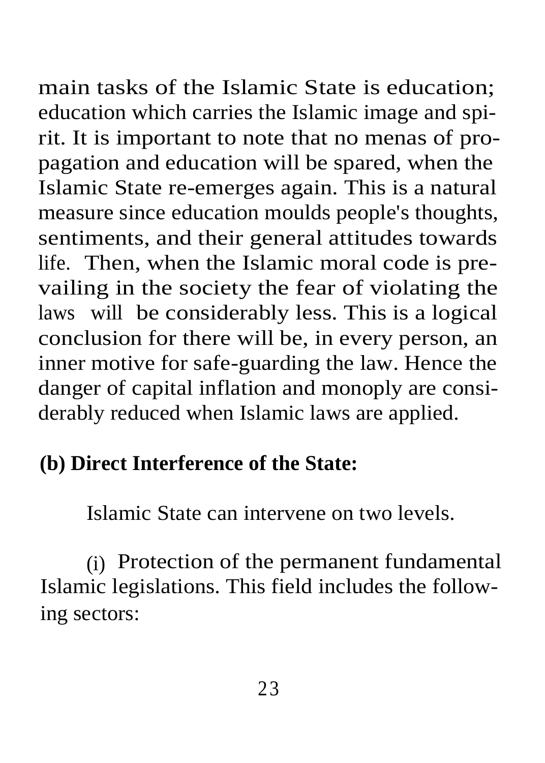main tasks of the Islamic State is education; education which carries the Islamic image and spirit. It is important to note that no menas of propagation and education will be spared, when the Islamic State re-emerges again. This is a natural measure since education moulds people's thoughts, sentiments, and their general attitudes towards life. Then, when the Islamic moral code is prevailing in the society the fear of violating the laws will be considerably less. This is a logical conclusion for there will be, in every person, an inner motive for safe-guarding the law. Hence the danger of capital inflation and monoply are considerably reduced when Islamic laws are applied.

**(b) Direct Interference of the State:**

Islamic State can intervene on two levels.

(i) Protection of the permanent fundamental Islamic legislations. This field includes the following sectors: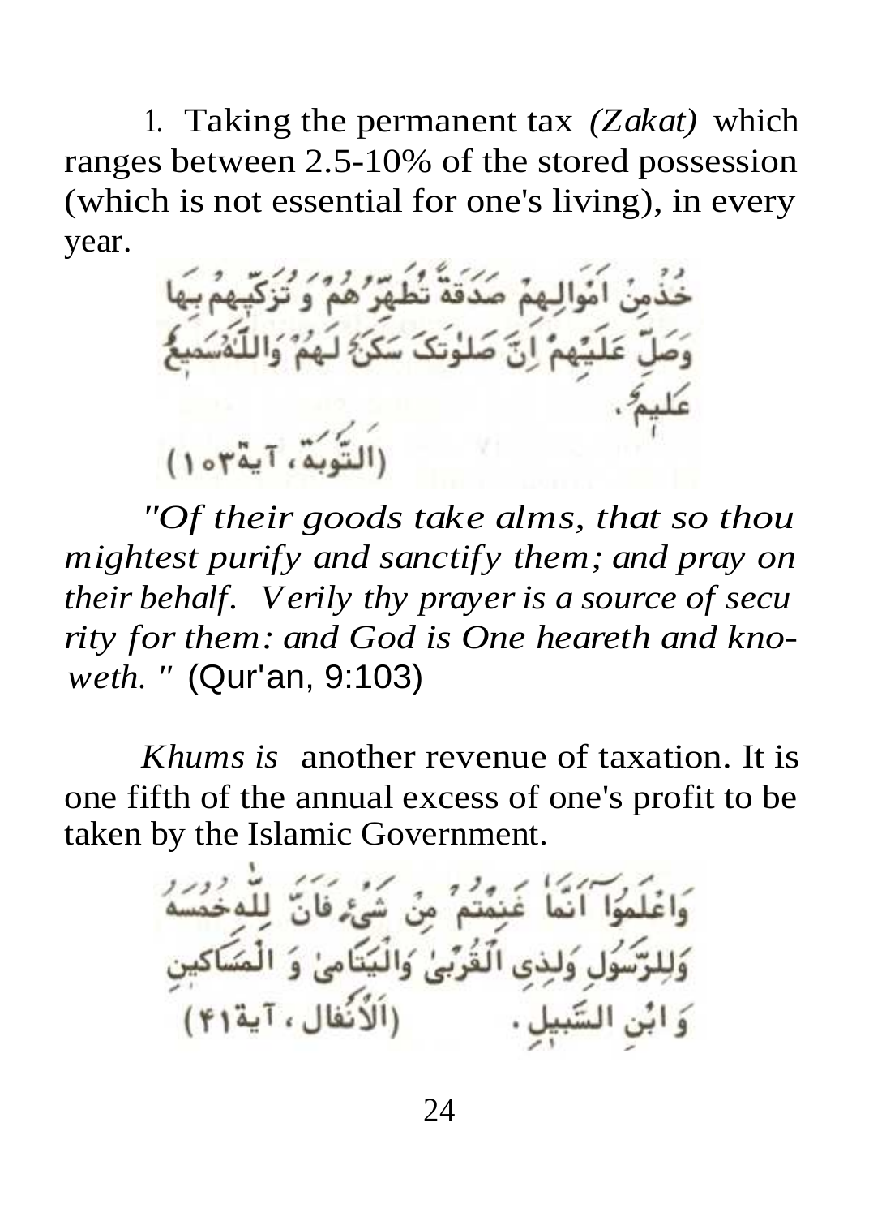1. Taking the permanent tax *(Zakat)* which ranges between 2.5-10% of the stored possession (which is not essential for one's living), in every year.

خُذْ مِنْ اَمْوالِهِمْ صَدَقَةً تُطَهِّرُهُمْ وَ تُزَكِّيهِمْ بِهَا وَصَلِّ عَلَيْهِمْ اِنَّ صَلوٰتَكَ سَكَنٌ لَهُمْ وَاللّٰهُ سَمِيعٌ عَلِيمٌ.

(التَّوبَة، آية١٠٣)

*"Of their goods take alms, that so thou mightest purify and sanctify them; and pray on their behalf. Verily thy prayer is a source of secu rity for them: and God is One heareth and kno-weth."* (Qur'an, 9:103)

*Khums is* another revenue of taxation. It is one fifth of the annual excess of one's profit to be taken by the Islamic Government.

وَاعْلَمُوا اَنَّمَا غَنِمْتُمْ مِنْ شَيْءٍ فَاَنَّ لِلّٰهِ خُمُسَهُ وَلِلرَّسُولِ وَلِذِي الْقُرْبىٰ وَالْيَتَامىٰ وَ الْمَسَاكِينِ وَ ابْنِ السَّبِيلِ.

(الأَنفال، آية٤١)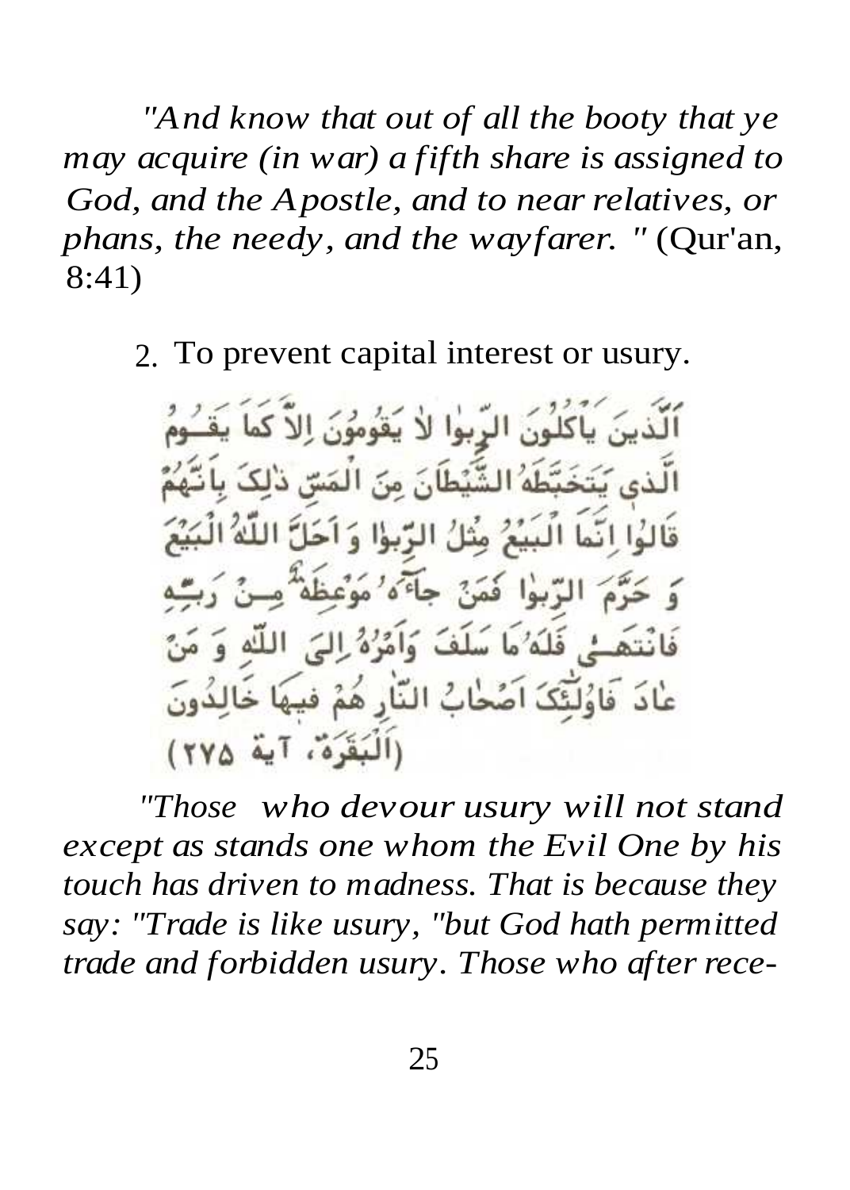*"And know that out of all the booty that ye may acquire (in war) a fifth share is assigned to God, and the Apostle, and to near relatives, orphans, the needy, and the wayfarer. "* (Qur'an, 8:41)

2. To prevent capital interest or usury.

اَلَّذينَ يَأْكُلُونَ الرِّبٰوا لاٰ يَقُومُونَ اِلاّٰ كَماٰ يَقُومُ الَّذي يَتَخَبَّطَهُ الشَّيْطاٰنَ مِنَ الْمَسِّ ذٰلِكَ بِاَنَّهُمْ قاٰلُوا اِنَّماٰ الْبَيْعُ مِثْلُ الرِّبٰوا وَ اَحَلَّ اللّٰهُ الْبَيْعَ وَ حَرَّمَ الرِّبٰوا فَمَنْ جاٰءَهُ مَوْعِظَةٌ مِنْ رَبِّهِ فَانْتَهىٰ فَلَهُ ماٰ سَلَفَ وَاَمْرُهُ اِلَى اللّٰهِ وَ مَنْ عاٰدَ فَاُولٰئِكَ اَصْحاٰبُ النّاٰرِ هُمْ فيهاٰ خاٰلِدُونَ (اَلْبَقَرَة، آية ٢٧٥)

*"Those who devour usury will not stand except as stands one whom the Evil One by his touch has driven to madness. That is because they say: "Trade is like usury, "but God hath permitted trade and forbidden usury. Those who after rece-*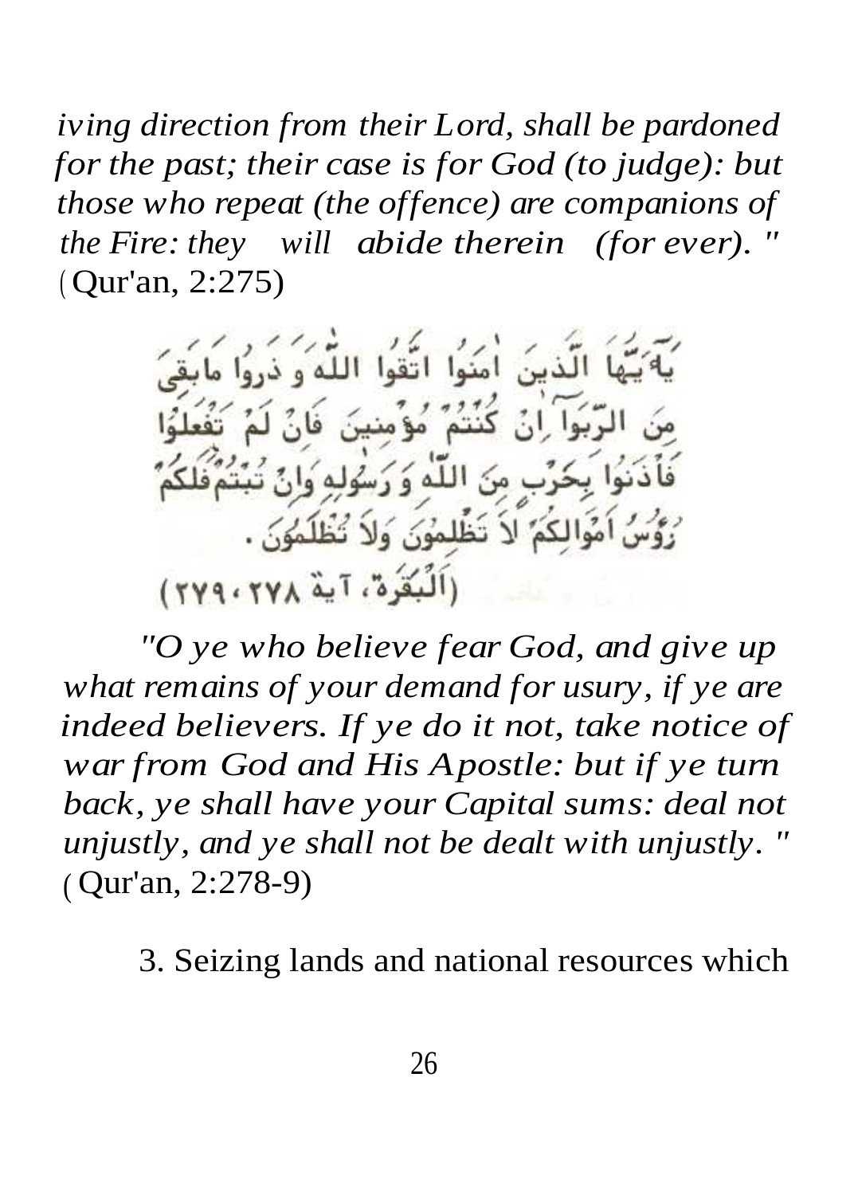*iving direction from their Lord, shall be pardoned for the past; their case is for God (to judge): but those who repeat (the offence) are companions of the Fire: they will abide therein (for ever). "* (Qur'an, 2:275)

يَـٰٓأَيُّهَا الَّذِينَ آمَنُوا اتَّقُوا اللَّهَ وَذَرُوا مَابَقِىَ مِنَ الرِّبَوا إِنْ كُنتُمْ مُؤْمِنِينَ فَإِنْ لَمْ تَفْعَلُوا فَأْذَنُوا بِحَرْبٍ مِنَ اللَّهِ وَرَسُولِهِ وَإِنْ تُبْتُمْ فَلَكُمْ رُؤُسُ أَمْوَالِكُمْ لَا تَظْلِمُونَ وَلَا تُظْلَمُونَ .

(اَلْبَقَرَة، آية ٢٧٨، ٢٧٩)

*"O ye who believe fear God, and give up what remains of your demand for usury, if ye are indeed believers. If ye do it not, take notice of war from God and His Apostle: but if ye turn back, ye shall have your Capital sums: deal not unjustly, and ye shall not be dealt with unjustly. "* (Qur'an, 2:278-9)

3. Seizing lands and national resources which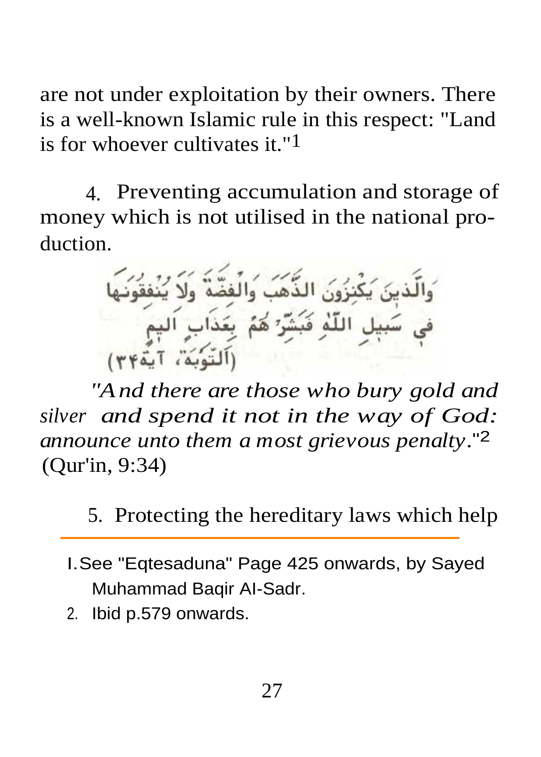are not under exploitation by their owners. There is a well-known Islamic rule in this respect: "Land is for whoever cultivates it."[1]

4. Preventing accumulation and storage of money which is not utilised in the national production.

وَالَّذِينَ يَكْنِزُونَ الذَّهَبَ وَالْفِضَّةَ وَلَا يُنفِقُونَهَا فِي سَبِيلِ اللَّهِ فَبَشِّرْهُمْ بِعَذَابٍ أَلِيمٍ
(التَّوبَة، آية۳۴)

*"And there are those who bury gold and silver and spend it not in the way of God: announce unto them a most grievous penalty.*"[2] (Qur'in, 9:34)

5. Protecting the hereditary laws which help

---

1. See "Eqtesaduna" Page 425 onwards, by Sayed Muhammad Baqir Al-Sadr.
2. Ibid p.579 onwards.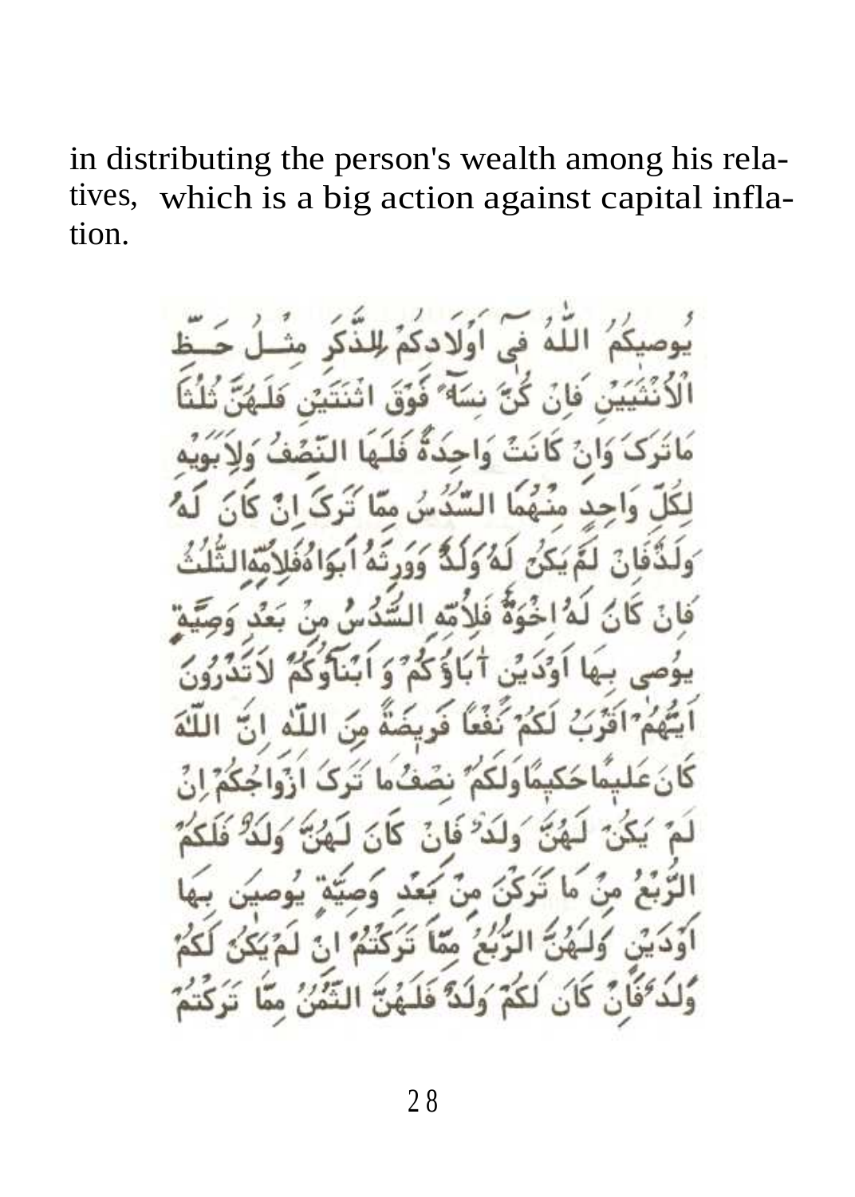in distributing the person's wealth among his relatives, which is a big action against capital inflation.

يُوصِيكُمُ اللَّهُ فِي أَوْلَادِكُمْ لِلذَّكَرِ مِثْلُ حَظِّ الْأُنْثَيَيْنِ فَإِنْ كُنَّ نِسَاءً فَوْقَ اثْنَتَيْنِ فَلَهُنَّ ثُلُثَا مَا تَرَكَ وَإِنْ كَانَتْ وَاحِدَةً فَلَهَا النِّصْفُ وَلِأَبَوَيْهِ لِكُلِّ وَاحِدٍ مِنْهُمَا السُّدُسُ مِمَّا تَرَكَ إِنْ كَانَ لَهُ وَلَدٌ فَإِنْ لَمْ يَكُنْ لَهُ وَلَدٌ وَوَرِثَهُ أَبَوَاهُ فَلِأُمِّهِ الثُّلُثُ فَإِنْ كَانَ لَهُ إِخْوَةٌ فَلِأُمِّهِ السُّدُسُ مِنْ بَعْدِ وَصِيَّةٍ يُوصِي بِهَا أَوْ دَيْنٍ آبَاؤُكُمْ وَأَبْنَاؤُكُمْ لَا تَدْرُونَ أَيُّهُمْ أَقْرَبُ لَكُمْ نَفْعًا فَرِيضَةً مِنَ اللَّهِ إِنَّ اللَّهَ كَانَ عَلِيمًا حَكِيمًا وَلَكُمْ نِصْفُ مَا تَرَكَ أَزْوَاجُكُمْ إِنْ لَمْ يَكُنْ لَهُنَّ وَلَدٌ فَإِنْ كَانَ لَهُنَّ وَلَدٌ فَلَكُمُ الرُّبُعُ مِمَّا تَرَكْنَ مِنْ بَعْدِ وَصِيَّةٍ يُوصِينَ بِهَا أَوْ دَيْنٍ وَلَهُنَّ الرُّبُعُ مِمَّا تَرَكْتُمْ إِنْ لَمْ يَكُنْ لَكُمْ وَلَدٌ فَإِنْ كَانَ لَكُمْ وَلَدٌ فَلَهُنَّ الثُّمُنُ مِمَّا تَرَكْتُمْ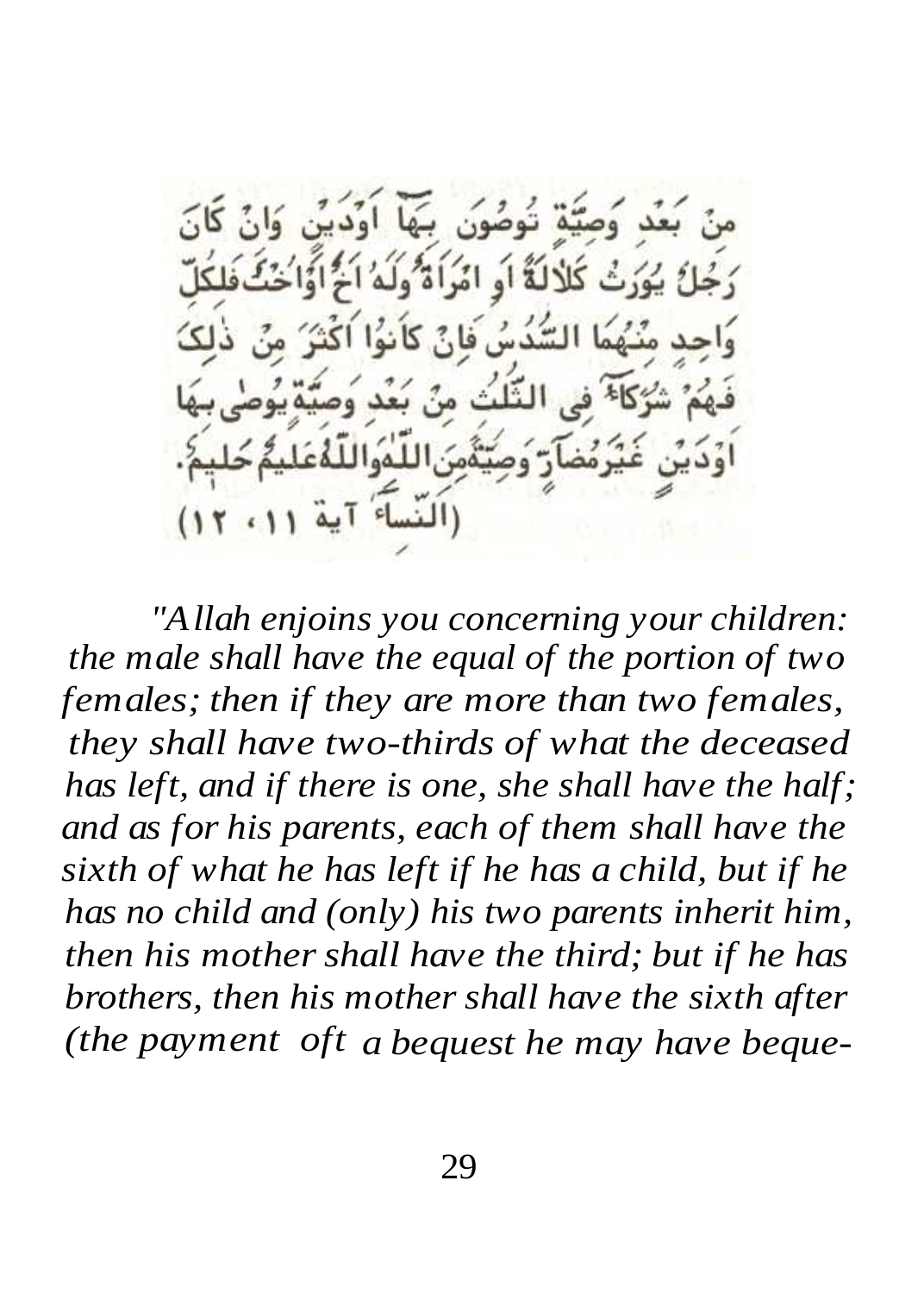مِنْ بَعْدِ وَصِيَّةٍ تُوصُونَ بِهَآ اَوْدَيْنٍ وَاِنْ كَانَ رَجُلٌ يُوَرَثُ كَلٰلَةً اَوِ امْرَاَةٌ وَلَهُ اَخٌ اَوْاُخْتٌ فَلِكُلِّ وَاحِدٍ مِنْهُمَا السُّدُسُ فَاِنْ كَانُوا اَكْثَرَ مِنْ ذٰلِكَ فَهُمْ شُرَكَآءُ فِى الثُّلُثِ مِنْ بَعْدِ وَصِيَّةٍ يُوصٰى بِهَا اَوْدَيْنٍ غَيْرَمُضَآرٍّ وَصِيَّةً مِنَ اللّٰهِ وَاللّٰهُ عَلِيمٌ حَلِيمٌ.
(اَلنّسآء آية ١١، ١٢)

*"Allah enjoins you concerning your children: the male shall have the equal of the portion of two females; then if they are more than two females, they shall have two-thirds of what the deceased has left, and if there is one, she shall have the half; and as for his parents, each of them shall have the sixth of what he has left if he has a child, but if he has no child and (only) his two parents inherit him, then his mother shall have the third; but if he has brothers, then his mother shall have the sixth after (the payment oft a bequest he may have beque-*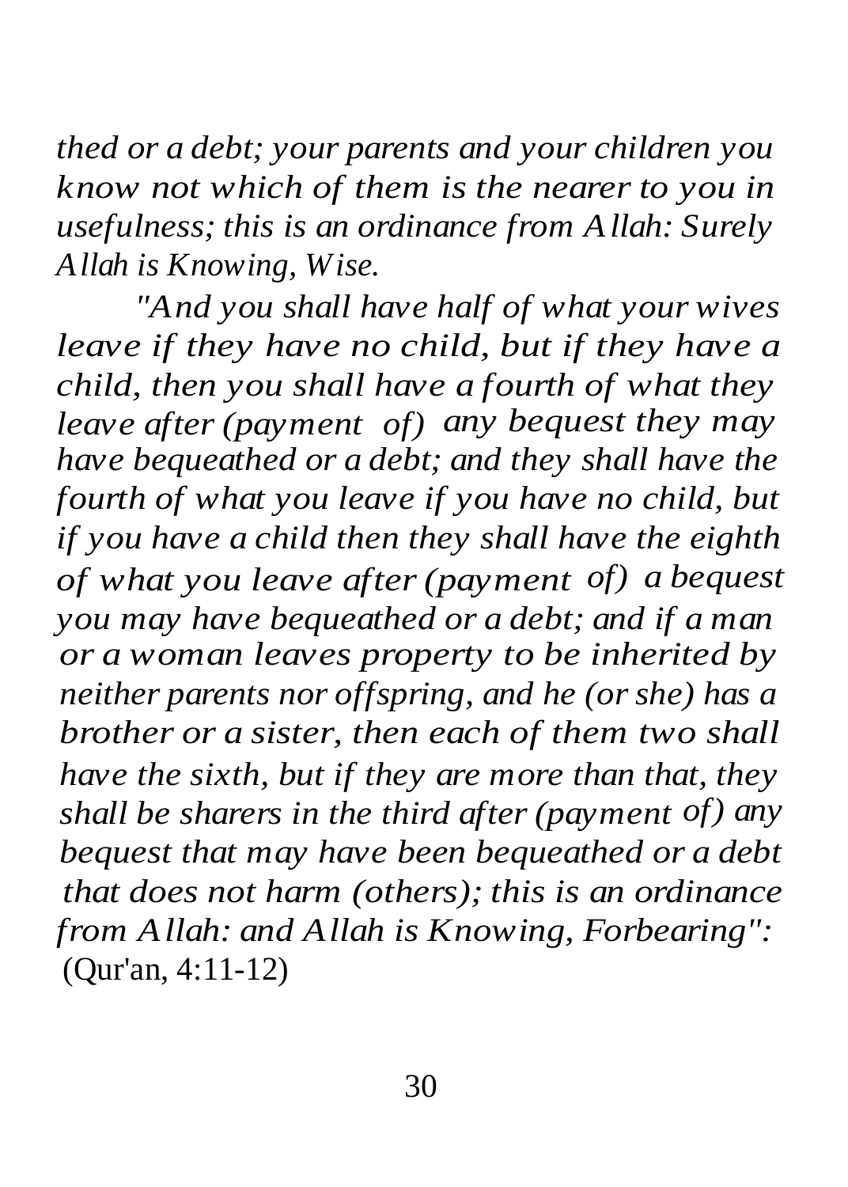*thed or a debt; your parents and your children you know not which of them is the nearer to you in usefulness; this is an ordinance from Allah: Surely Allah is Knowing, Wise.*

*"And you shall have half of what your wives leave if they have no child, but if they have a child, then you shall have a fourth of what they leave after (payment of) any bequest they may have bequeathed or a debt; and they shall have the fourth of what you leave if you have no child, but if you have a child then they shall have the eighth of what you leave after (payment of) a bequest you may have bequeathed or a debt; and if a man or a woman leaves property to be inherited by neither parents nor offspring, and he (or she) has a brother or a sister, then each of them two shall have the sixth, but if they are more than that, they shall be sharers in the third after (payment of) any bequest that may have been bequeathed or a debt that does not harm (others); this is an ordinance from Allah: and Allah is Knowing, Forbearing":* (Qur'an, 4:11-12)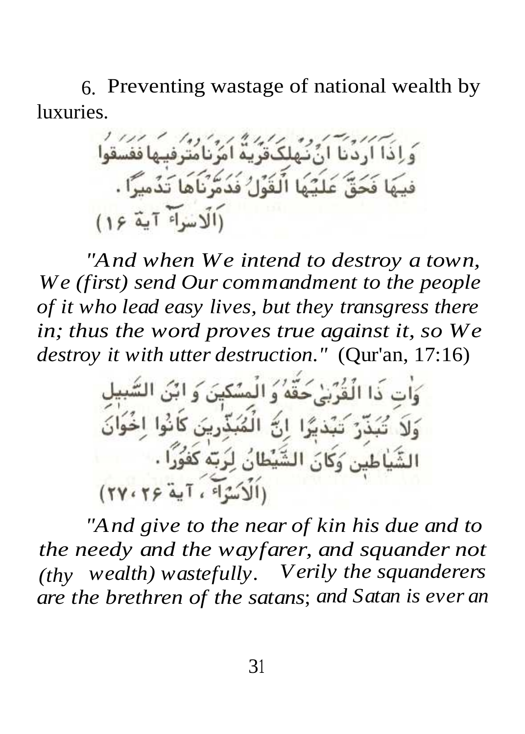6. Preventing wastage of national wealth by luxuries.

وَإِذَا أَرَدْنَا أَنْ نُهْلِكَ قَرْيَةً أَمَرْنَا مُتْرَفِيهَا فَفَسَقُوا فِيهَا فَحَقَّ عَلَيْهَا الْقَوْلُ فَدَمَّرْنَاهَا تَدْمِيرًا .
(الاسراء آية ١٦)

*"And when We intend to destroy a town, We (first) send Our commandment to the people of it who lead easy lives, but they transgress there in; thus the word proves true against it, so We destroy it with utter destruction."* (Qur'an, 17:16)

وَآتِ ذَا الْقُرْبَىٰ حَقَّهُ وَالْمِسْكِينَ وَابْنَ السَّبِيلِ وَلَا تُبَذِّرْ تَبْذِيرًا إِنَّ الْمُبَذِّرِينَ كَانُوا إِخْوَانَ الشَّيَاطِينِ وَكَانَ الشَّيْطَانُ لِرَبِّهِ كَفُورًا .
(الاسراء ، آية ٢٦، ٢٧)

*"And give to the near of kin his due and to the needy and the wayfarer, and squander not (thy wealth) wastefully. Verily the squanderers are the brethren of the satans; and Satan is ever an*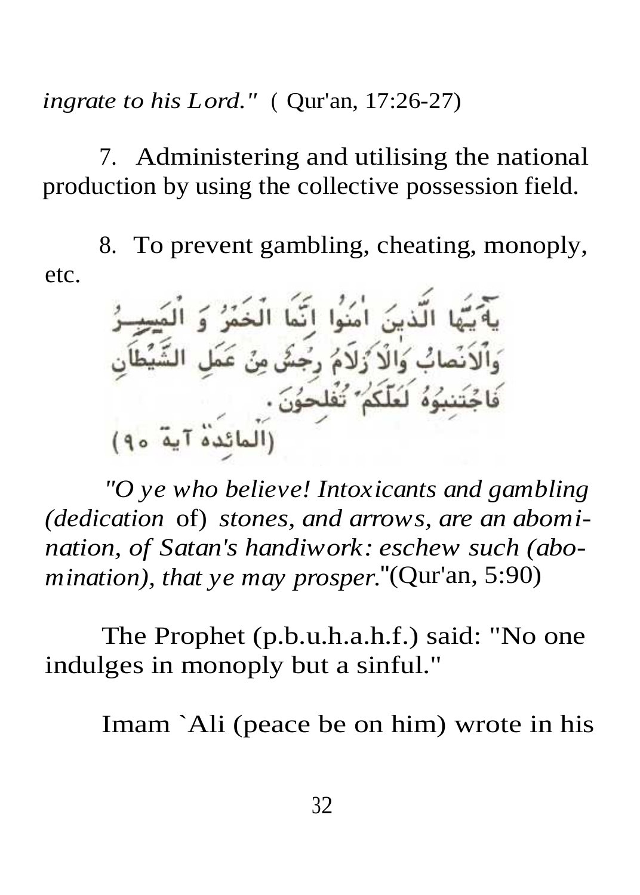*ingrate to his Lord."* ( Qur'an, 17:26-27)

7. Administering and utilising the national production by using the collective possession field.

8. To prevent gambling, cheating, monoply, etc.

يَا أَيُّهَا الَّذِينَ آمَنُوا إِنَّمَا الْخَمْرُ وَ الْمَيْسِرُ وَالْأَنْصَابُ وَالْأَزْلَامُ رِجْسٌ مِنْ عَمَلِ الشَّيْطَانِ فَاجْتَنِبُوهُ لَعَلَّكُمْ تُفْلِحُونَ.

(المائدة آية ٩٠)

*"O ye who believe! Intoxicants and gambling (dedication* of) *stones, and arrows, are an abomination, of Satan's handiwork: eschew such (abomination), that ye may prosper."*(Qur'an, 5:90)

The Prophet (p.b.u.h.a.h.f.) said: "No one indulges in monoply but a sinful."

Imam `Ali (peace be on him) wrote in his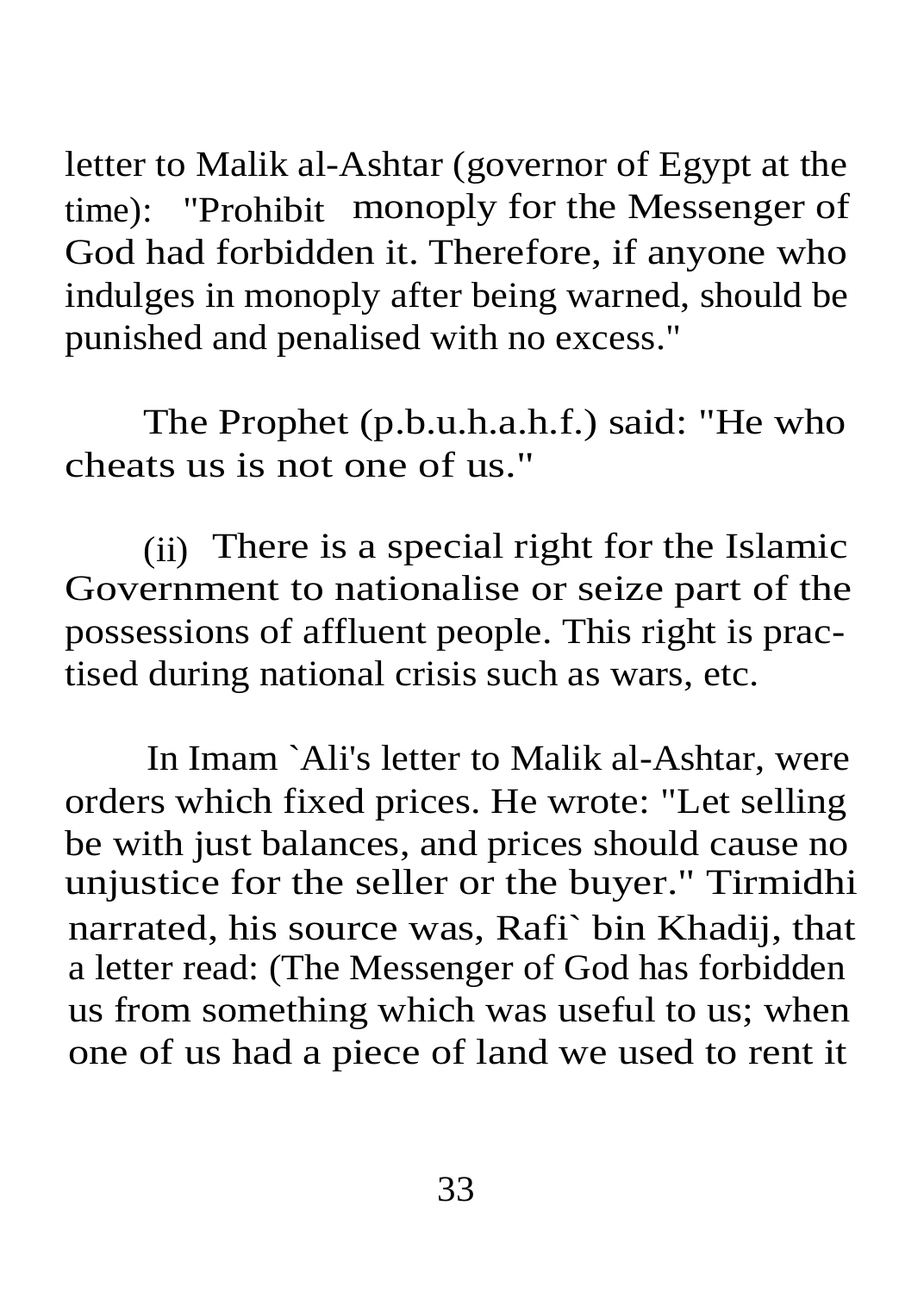letter to Malik al-Ashtar (governor of Egypt at the time): "Prohibit monoply for the Messenger of God had forbidden it. Therefore, if anyone who indulges in monoply after being warned, should be punished and penalised with no excess."

The Prophet (p.b.u.h.a.h.f.) said: "He who cheats us is not one of us."

(ii) There is a special right for the Islamic Government to nationalise or seize part of the possessions of affluent people. This right is practised during national crisis such as wars, etc.

In Imam `Ali's letter to Malik al-Ashtar, were orders which fixed prices. He wrote: "Let selling be with just balances, and prices should cause no unjustice for the seller or the buyer." Tirmidhi narrated, his source was, Rafi` bin Khadij, that a letter read: (The Messenger of God has forbidden us from something which was useful to us; when one of us had a piece of land we used to rent it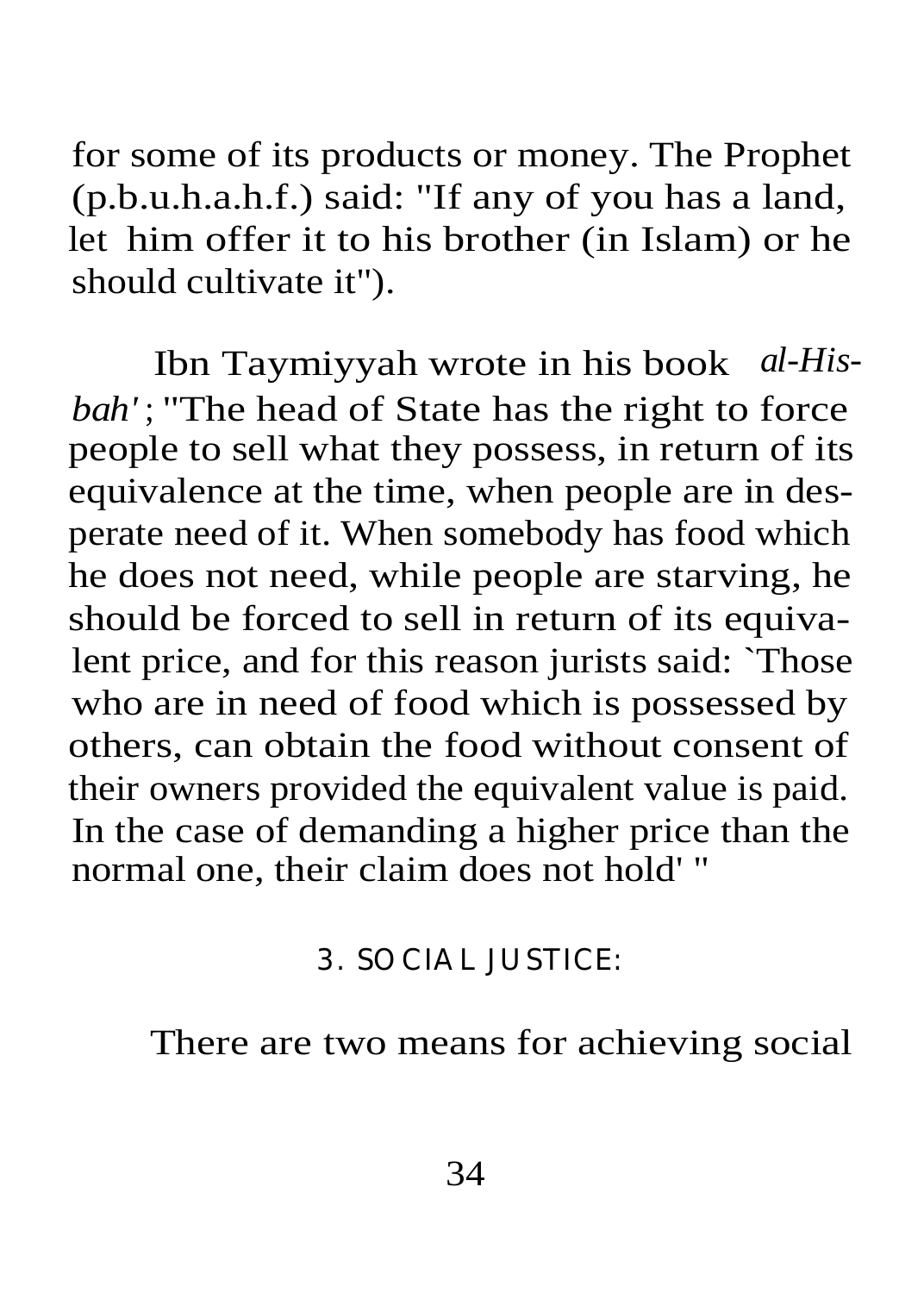for some of its products or money. The Prophet (p.b.u.h.a.h.f.) said: "If any of you has a land, let him offer it to his brother (in Islam) or he should cultivate it").

Ibn Taymiyyah wrote in his book *al-Hisbah'*; "The head of State has the right to force people to sell what they possess, in return of its equivalence at the time, when people are in desperate need of it. When somebody has food which he does not need, while people are starving, he should be forced to sell in return of its equivalent price, and for this reason jurists said: `Those who are in need of food which is possessed by others, can obtain the food without consent of their owners provided the equivalent value is paid. In the case of demanding a higher price than the normal one, their claim does not hold' "

## 3. SOCIAL JUSTICE:

There are two means for achieving social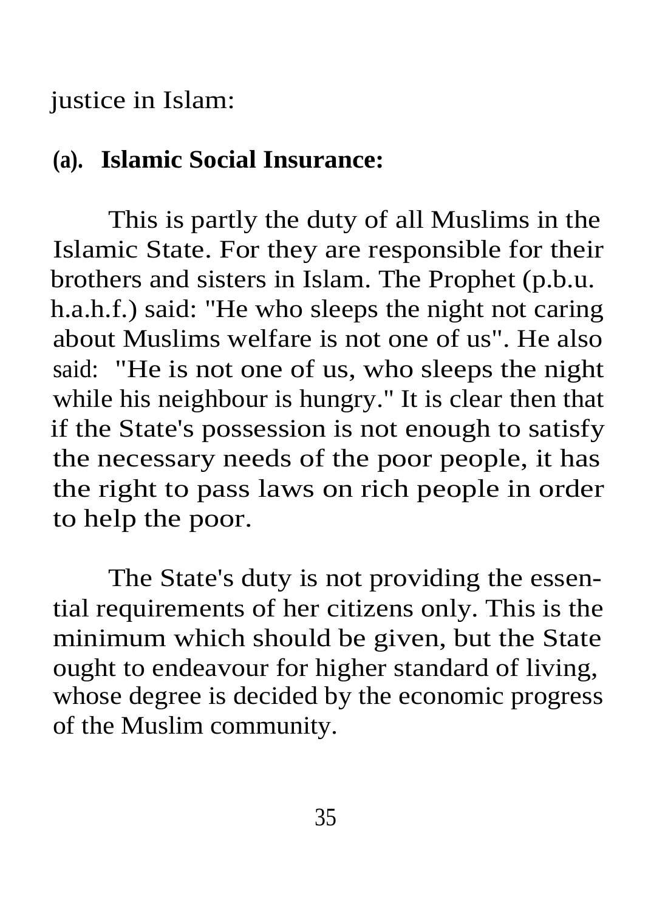justice in Islam:

**(a). Islamic Social Insurance:**

This is partly the duty of all Muslims in the Islamic State. For they are responsible for their brothers and sisters in Islam. The Prophet (p.b.u. h.a.h.f.) said: "He who sleeps the night not caring about Muslims welfare is not one of us". He also said: "He is not one of us, who sleeps the night while his neighbour is hungry." It is clear then that if the State's possession is not enough to satisfy the necessary needs of the poor people, it has the right to pass laws on rich people in order to help the poor.

The State's duty is not providing the essential requirements of her citizens only. This is the minimum which should be given, but the State ought to endeavour for higher standard of living, whose degree is decided by the economic progress of the Muslim community.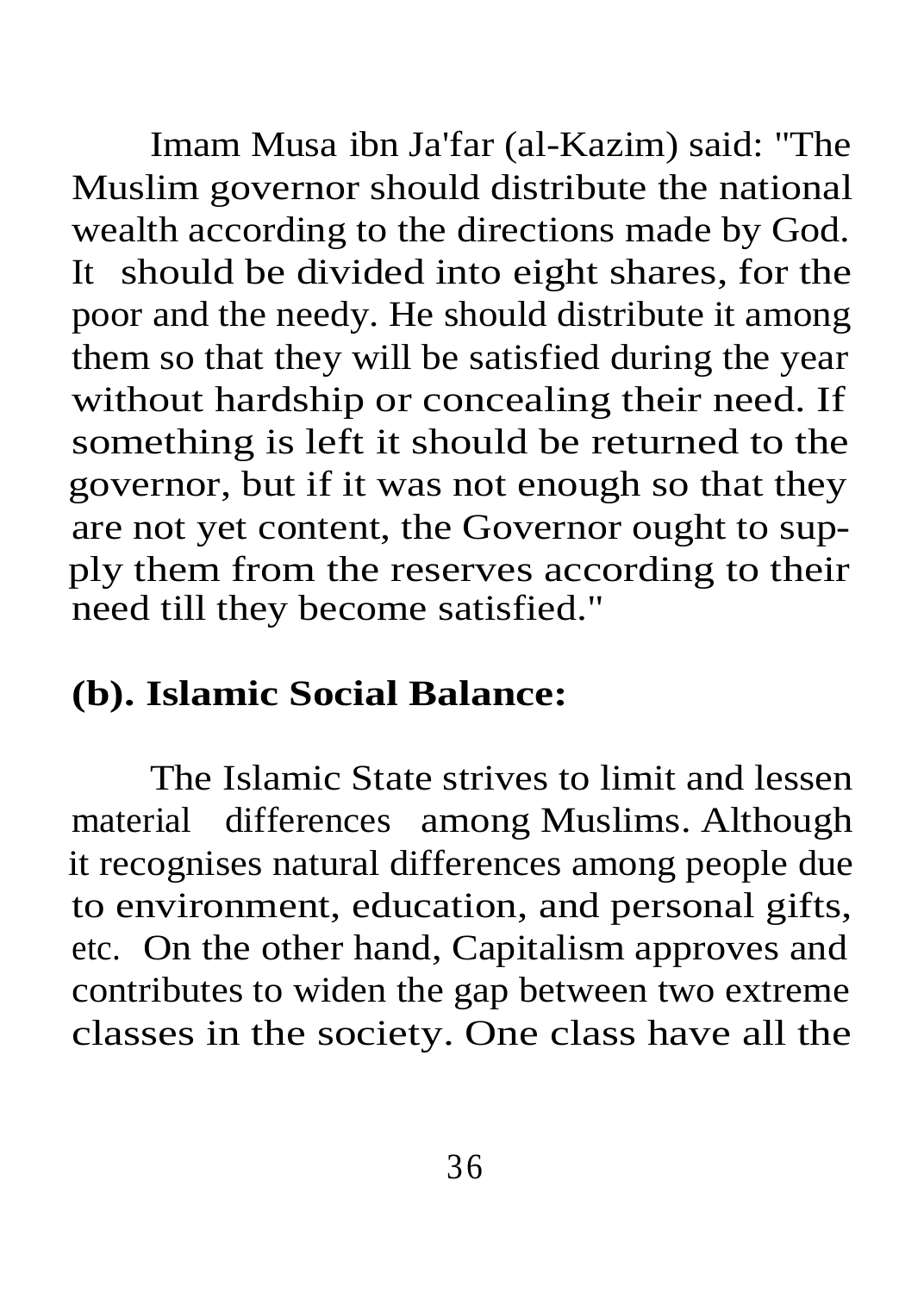Imam Musa ibn Ja'far (al-Kazim) said: "The Muslim governor should distribute the national wealth according to the directions made by God. It should be divided into eight shares, for the poor and the needy. He should distribute it among them so that they will be satisfied during the year without hardship or concealing their need. If something is left it should be returned to the governor, but if it was not enough so that they are not yet content, the Governor ought to supply them from the reserves according to their need till they become satisfied."

**(b). Islamic Social Balance:**

The Islamic State strives to limit and lessen material differences among Muslims. Although it recognises natural differences among people due to environment, education, and personal gifts, etc. On the other hand, Capitalism approves and contributes to widen the gap between two extreme classes in the society. One class have all the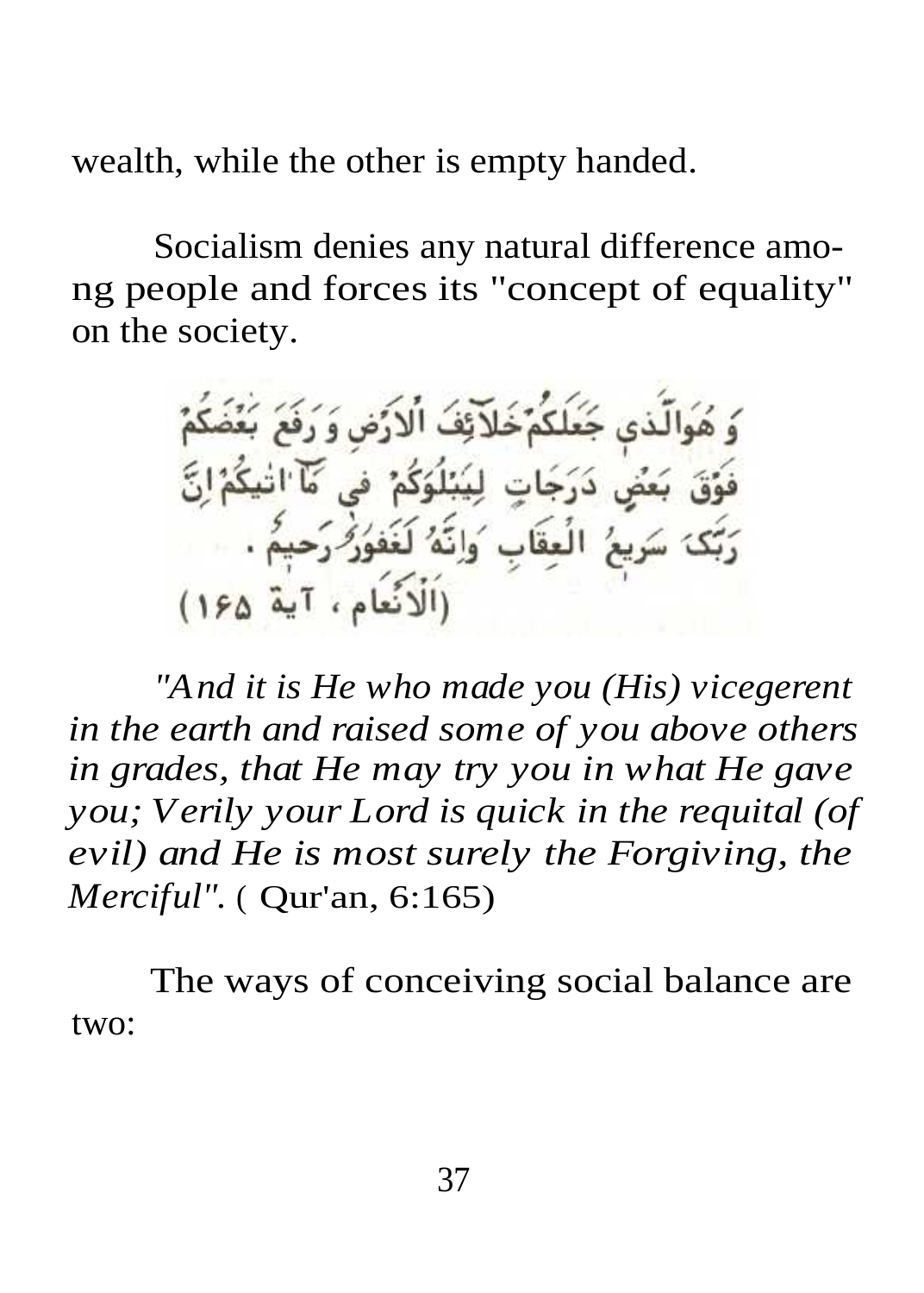wealth, while the other is empty handed.

Socialism denies any natural difference among people and forces its "concept of equality" on the society.

وَ هُوَالَّذي جَعَلَكُمْ خَلآئِفَ الاَرْضِ وَ رَفَعَ بَعْضَكُمْ فَوْقَ بَعْضٍ دَرَجاتٍ لِيَبْلُوَكُمْ في مَآ اٰتيكُمْ اِنَّ رَبَّكَ سَريعُ الْعِقابِ وَاِنَّهُ لَغَفورٌ رَحيمٌ .
(الْاَنْعام ، آية ١٦٥)

*"And it is He who made you (His) vicegerent in the earth and raised some of you above others in grades, that He may try you in what He gave you; Verily your Lord is quick in the requital (of evil) and He is most surely the Forgiving, the Merciful".* ( Qur'an, 6:165)

The ways of conceiving social balance are two: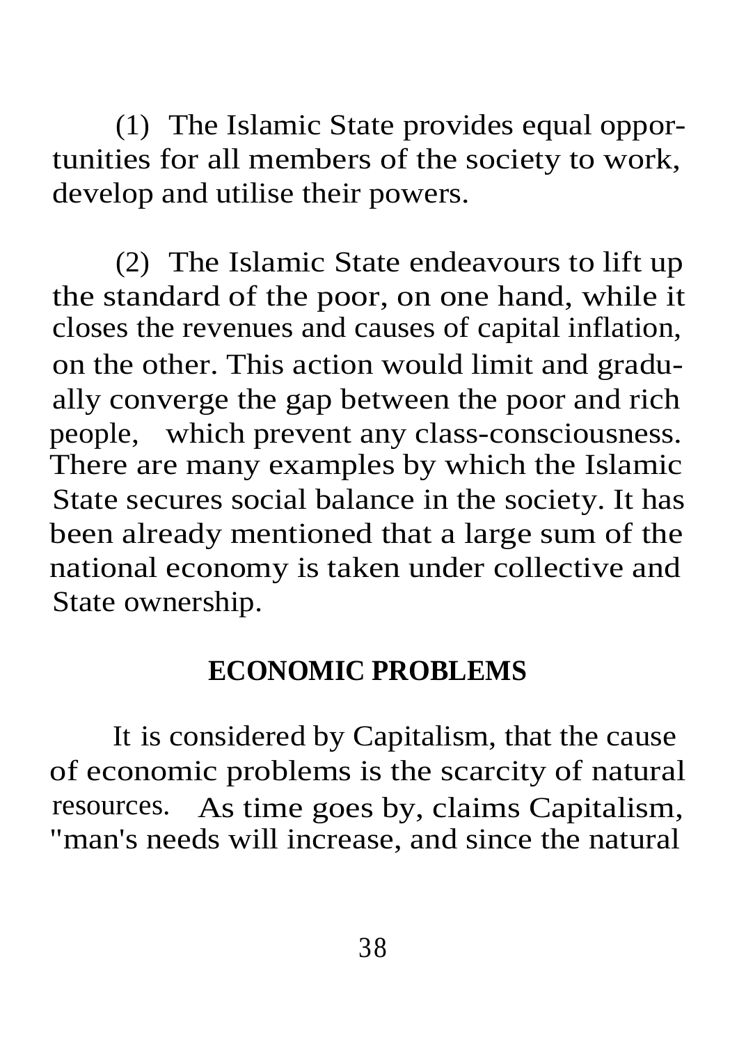(1) The Islamic State provides equal opportunities for all members of the society to work, develop and utilise their powers.

(2) The Islamic State endeavours to lift up the standard of the poor, on one hand, while it closes the revenues and causes of capital inflation, on the other. This action would limit and gradually converge the gap between the poor and rich people, which prevent any class-consciousness. There are many examples by which the Islamic State secures social balance in the society. It has been already mentioned that a large sum of the national economy is taken under collective and State ownership.

## ECONOMIC PROBLEMS

It is considered by Capitalism, that the cause of economic problems is the scarcity of natural resources. As time goes by, claims Capitalism, "man's needs will increase, and since the natural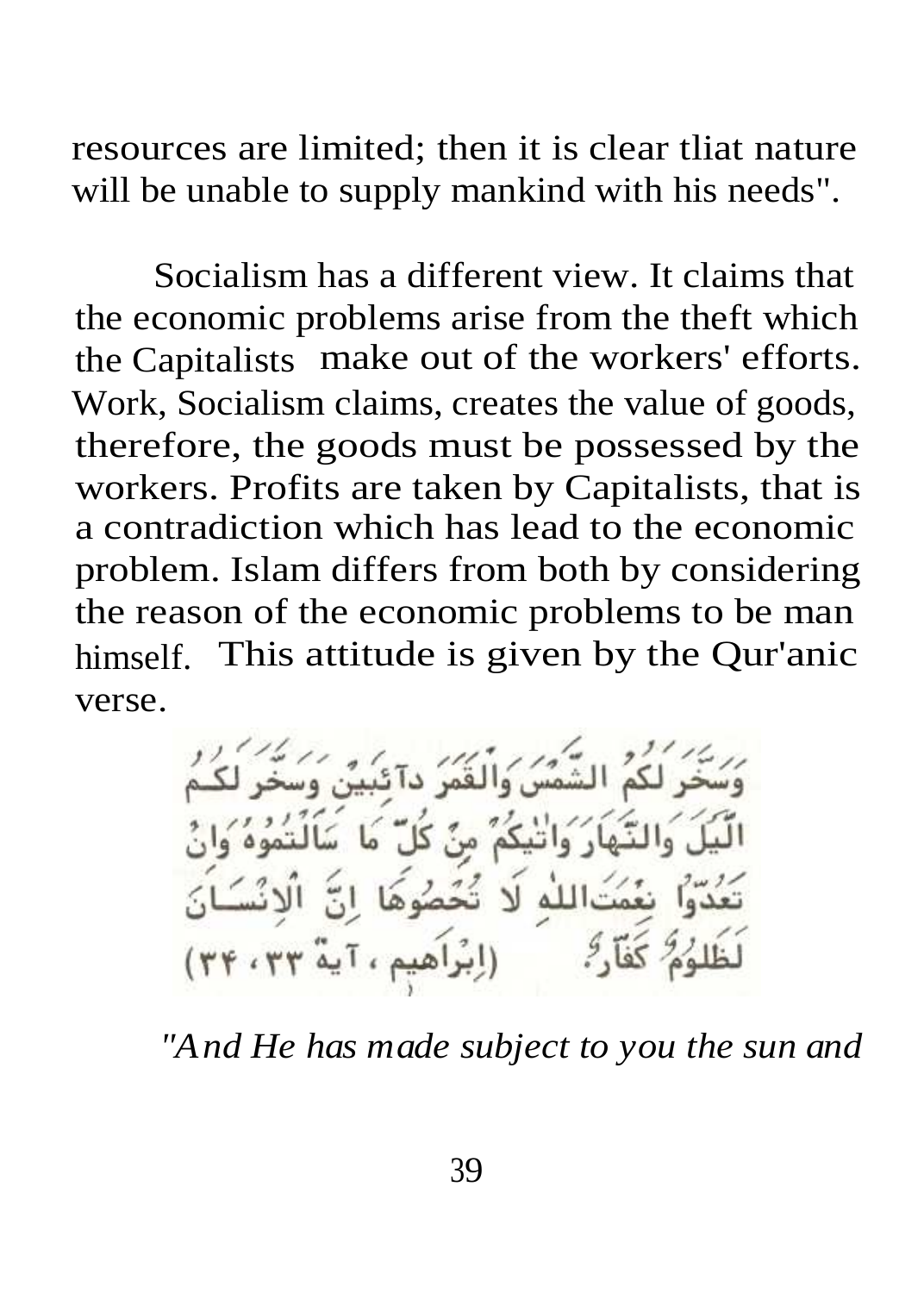resources are limited; then it is clear tliat nature will be unable to supply mankind with his needs".

Socialism has a different view. It claims that the economic problems arise from the theft which the Capitalists make out of the workers' efforts. Work, Socialism claims, creates the value of goods, therefore, the goods must be possessed by the workers. Profits are taken by Capitalists, that is a contradiction which has lead to the economic problem. Islam differs from both by considering the reason of the economic problems to be man himself. This attitude is given by the Qur'anic verse.

وَسَخَّرَ لَكُمُ الشَّمْسَ وَالْقَمَرَ دَآئِبَيْنِ وَسَخَّرَ لَكُمُ اللَّيْلَ وَالنَّهَارَ وَآتَاكُمْ مِنْ كُلِّ مَا سَأَلْتُمُوهُ وَإِنْ تَعُدُّوا نِعْمَتَ اللَّهِ لَا تُحْصُوهَا إِنَّ الْإِنْسَانَ لَظَلُومٌ كَفَّارٌ (إبراهيم ، آية ٣٣ ، ٣٤)

*"And He has made subject to you the sun and*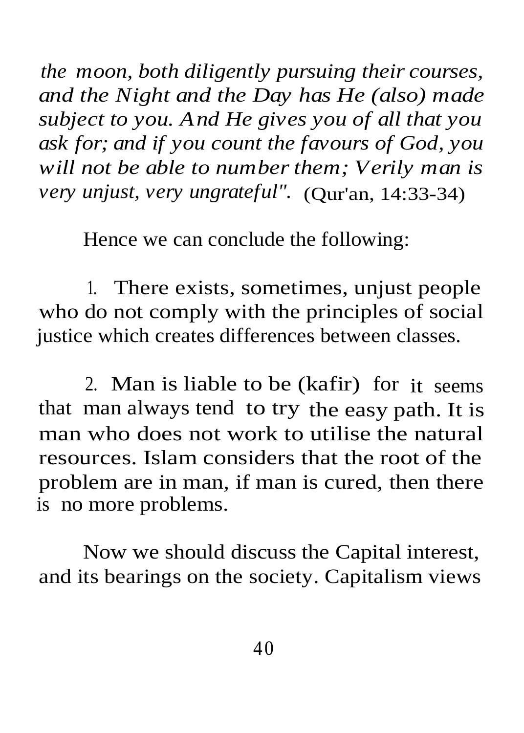*the moon, both diligently pursuing their courses, and the Night and the Day has He (also) made subject to you. And He gives you of all that you ask for; and if you count the favours of God, you will not be able to number them; Verily man is very unjust, very ungrateful".* (Qur'an, 14:33-34)

Hence we can conclude the following:

1. There exists, sometimes, unjust people who do not comply with the principles of social justice which creates differences between classes.

2. Man is liable to be (kafir) for it seems that man always tend to try the easy path. It is man who does not work to utilise the natural resources. Islam considers that the root of the problem are in man, if man is cured, then there is no more problems.

Now we should discuss the Capital interest, and its bearings on the society. Capitalism views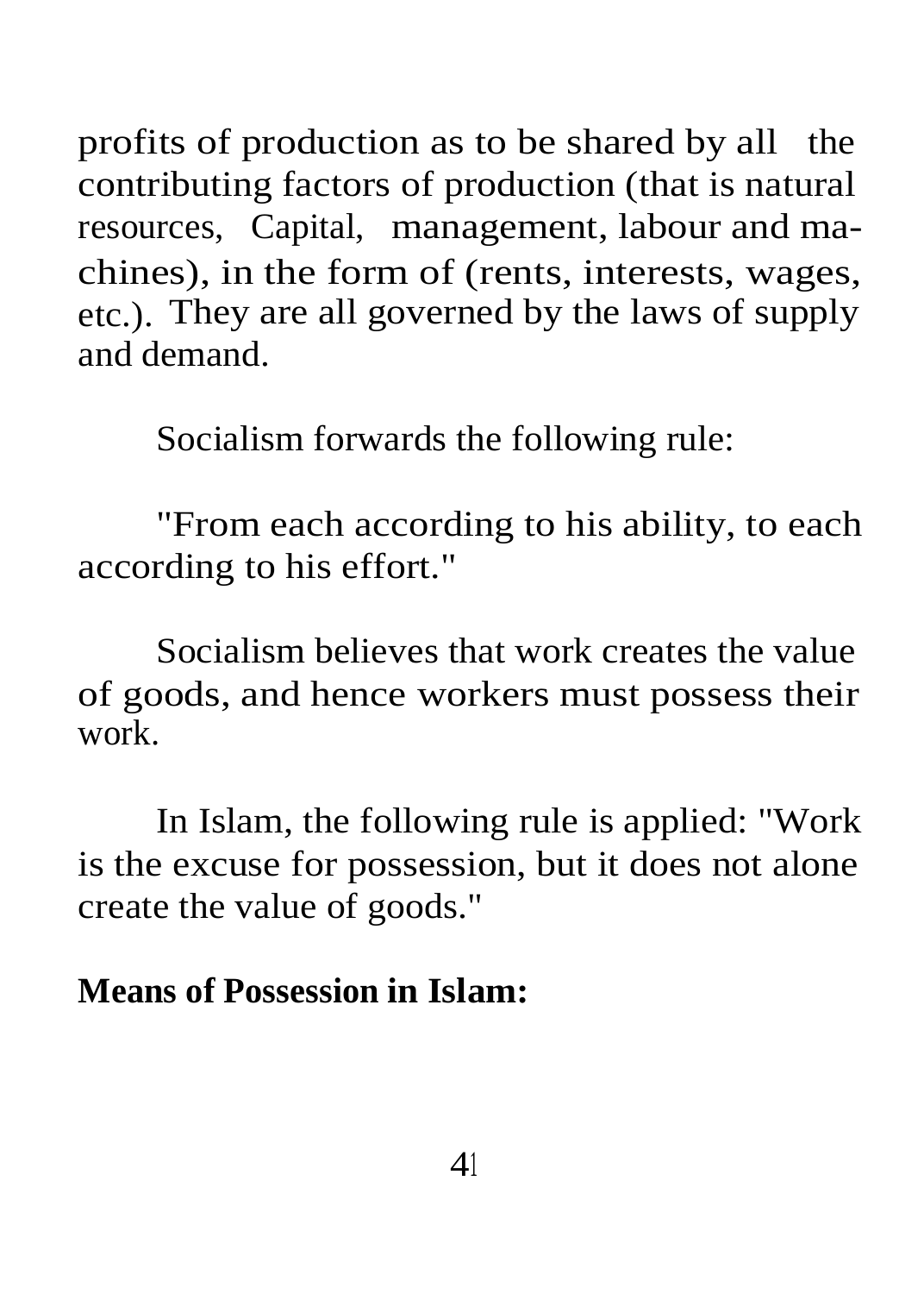profits of production as to be shared by all the contributing factors of production (that is natural resources, Capital, management, labour and machines), in the form of (rents, interests, wages, etc.). They are all governed by the laws of supply and demand.

Socialism forwards the following rule:

"From each according to his ability, to each according to his effort."

Socialism believes that work creates the value of goods, and hence workers must possess their work.

In Islam, the following rule is applied: "Work is the excuse for possession, but it does not alone create the value of goods."

**Means of Possession in Islam:**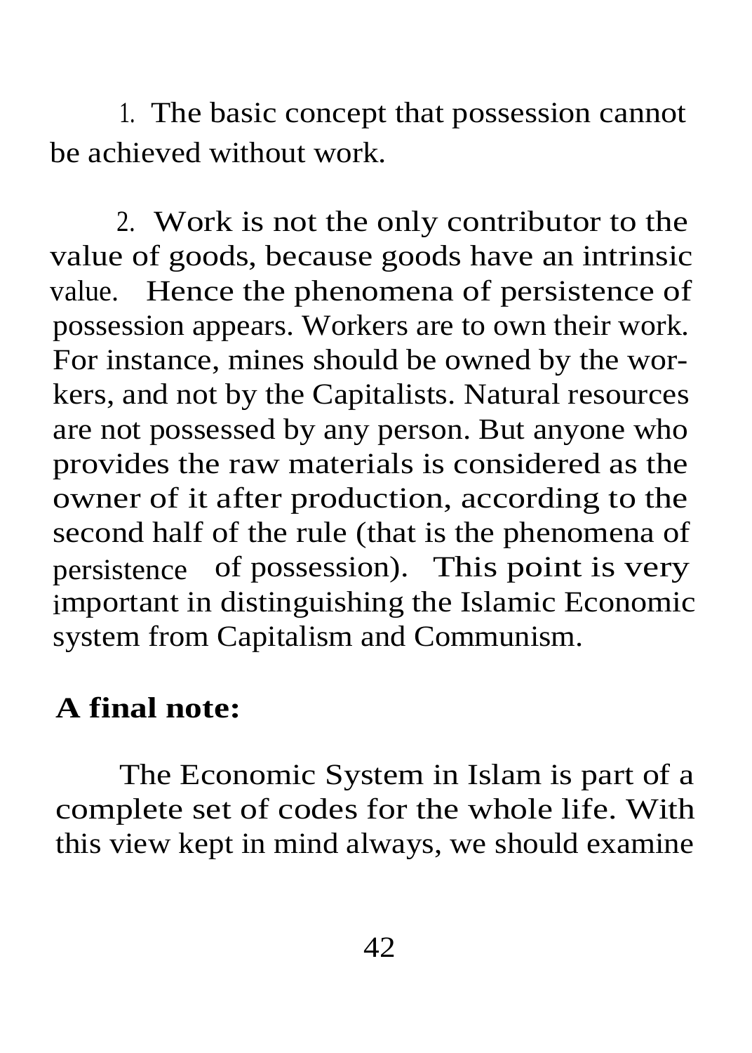1. The basic concept that possession cannot be achieved without work.

2. Work is not the only contributor to the value of goods, because goods have an intrinsic value. Hence the phenomena of persistence of possession appears. Workers are to own their work. For instance, mines should be owned by the workers, and not by the Capitalists. Natural resources are not possessed by any person. But anyone who provides the raw materials is considered as the owner of it after production, according to the second half of the rule (that is the phenomena of persistence of possession). This point is very important in distinguishing the Islamic Economic system from Capitalism and Communism.

**A final note:**

The Economic System in Islam is part of a complete set of codes for the whole life. With this view kept in mind always, we should examine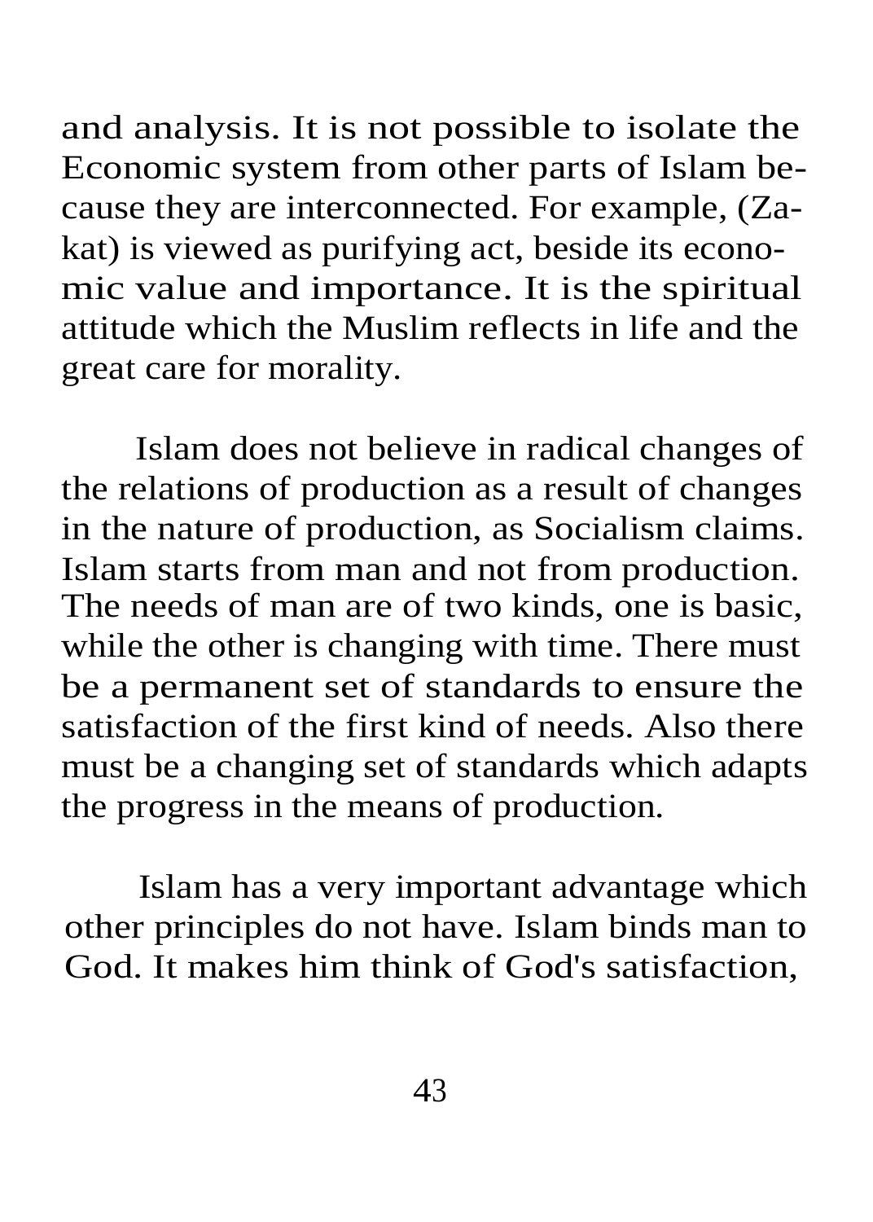and analysis. It is not possible to isolate the Economic system from other parts of Islam because they are interconnected. For example, (Zakat) is viewed as purifying act, beside its economic value and importance. It is the spiritual attitude which the Muslim reflects in life and the great care for morality.

Islam does not believe in radical changes of the relations of production as a result of changes in the nature of production, as Socialism claims. Islam starts from man and not from production. The needs of man are of two kinds, one is basic, while the other is changing with time. There must be a permanent set of standards to ensure the satisfaction of the first kind of needs. Also there must be a changing set of standards which adapts the progress in the means of production.

Islam has a very important advantage which other principles do not have. Islam binds man to God. It makes him think of God's satisfaction,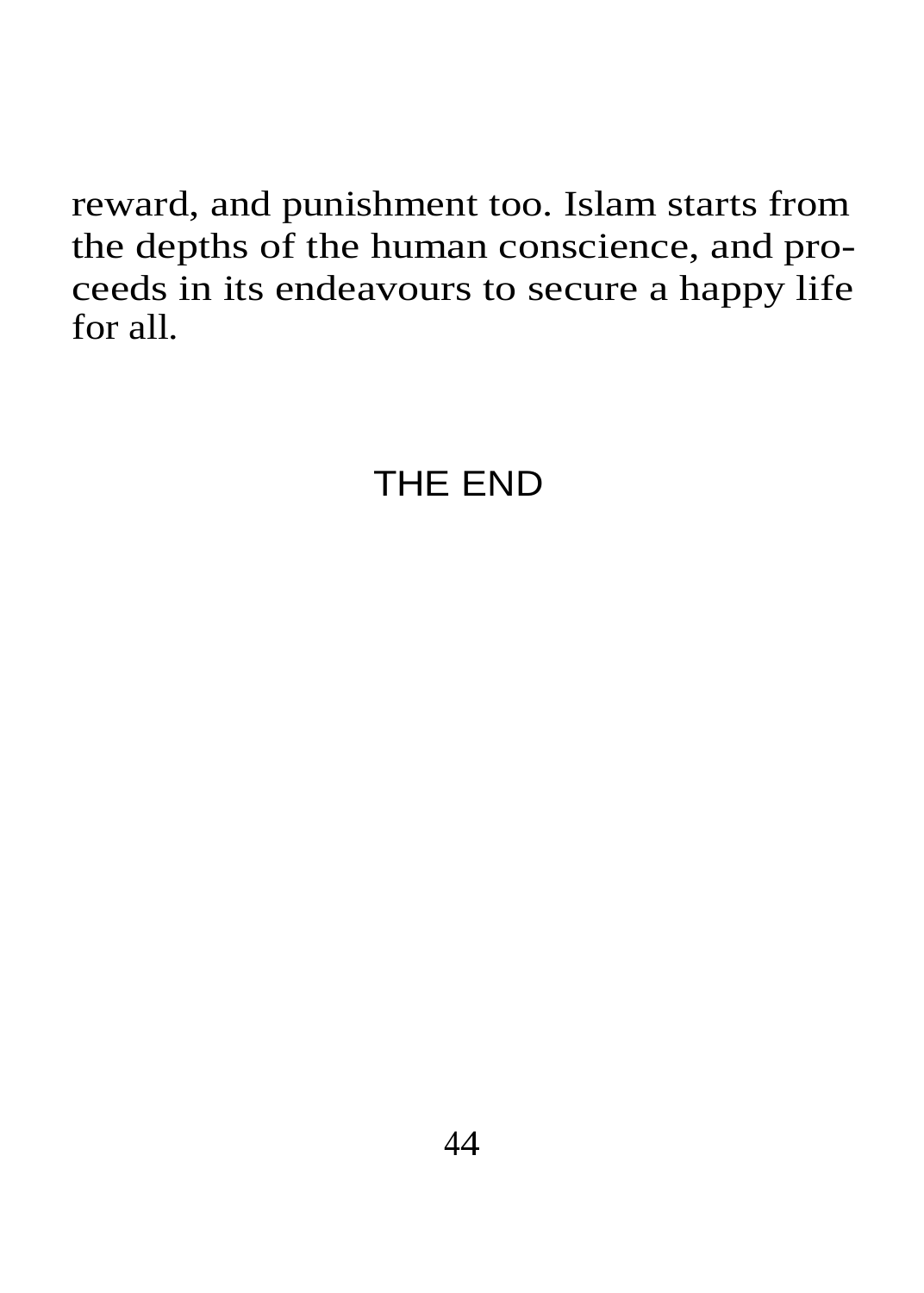reward, and punishment too. Islam starts from the depths of the human conscience, and proceeds in its endeavours to secure a happy life for all.

THE END